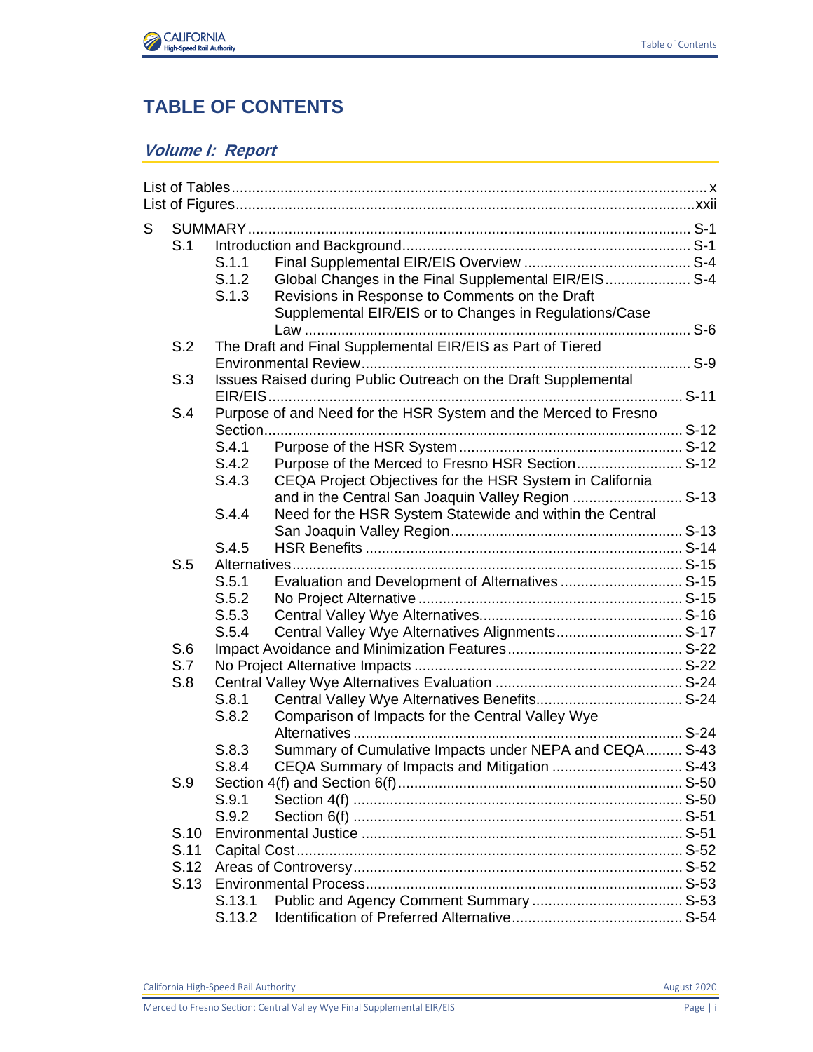# TABLE OF CONTENTS

## *Volume I: Report*

List of Tables ........ x
List of Figures ........ xxii

S SUMMARY ........ S-1
- S.1 Introduction and Background ........ S-1
  - S.1.1 Final Supplemental EIR/EIS Overview ........ S-4
  - S.1.2 Global Changes in the Final Supplemental EIR/EIS ........ S-4
  - S.1.3 Revisions in Response to Comments on the Draft Supplemental EIR/EIS or to Changes in Regulations/Case Law ........ S-6
- S.2 The Draft and Final Supplemental EIR/EIS as Part of Tiered Environmental Review ........ S-9
- S.3 Issues Raised during Public Outreach on the Draft Supplemental EIR/EIS ........ S-11
- S.4 Purpose of and Need for the HSR System and the Merced to Fresno Section ........ S-12
  - S.4.1 Purpose of the HSR System ........ S-12
  - S.4.2 Purpose of the Merced to Fresno HSR Section ........ S-12
  - S.4.3 CEQA Project Objectives for the HSR System in California and in the Central San Joaquin Valley Region ........ S-13
  - S.4.4 Need for the HSR System Statewide and within the Central San Joaquin Valley Region ........ S-13
  - S.4.5 HSR Benefits ........ S-14
- S.5 Alternatives ........ S-15
  - S.5.1 Evaluation and Development of Alternatives ........ S-15
  - S.5.2 No Project Alternative ........ S-15
  - S.5.3 Central Valley Wye Alternatives ........ S-16
  - S.5.4 Central Valley Wye Alternatives Alignments ........ S-17
- S.6 Impact Avoidance and Minimization Features ........ S-22
- S.7 No Project Alternative Impacts ........ S-22
- S.8 Central Valley Wye Alternatives Evaluation ........ S-24
  - S.8.1 Central Valley Wye Alternatives Benefits ........ S-24
  - S.8.2 Comparison of Impacts for the Central Valley Wye Alternatives ........ S-24
  - S.8.3 Summary of Cumulative Impacts under NEPA and CEQA ........ S-43
  - S.8.4 CEQA Summary of Impacts and Mitigation ........ S-43
- S.9 Section 4(f) and Section 6(f) ........ S-50
  - S.9.1 Section 4(f) ........ S-50
  - S.9.2 Section 6(f) ........ S-51
- S.10 Environmental Justice ........ S-51
- S.11 Capital Cost ........ S-52
- S.12 Areas of Controversy ........ S-52
- S.13 Environmental Process ........ S-53
  - S.13.1 Public and Agency Comment Summary ........ S-53
  - S.13.2 Identification of Preferred Alternative ........ S-54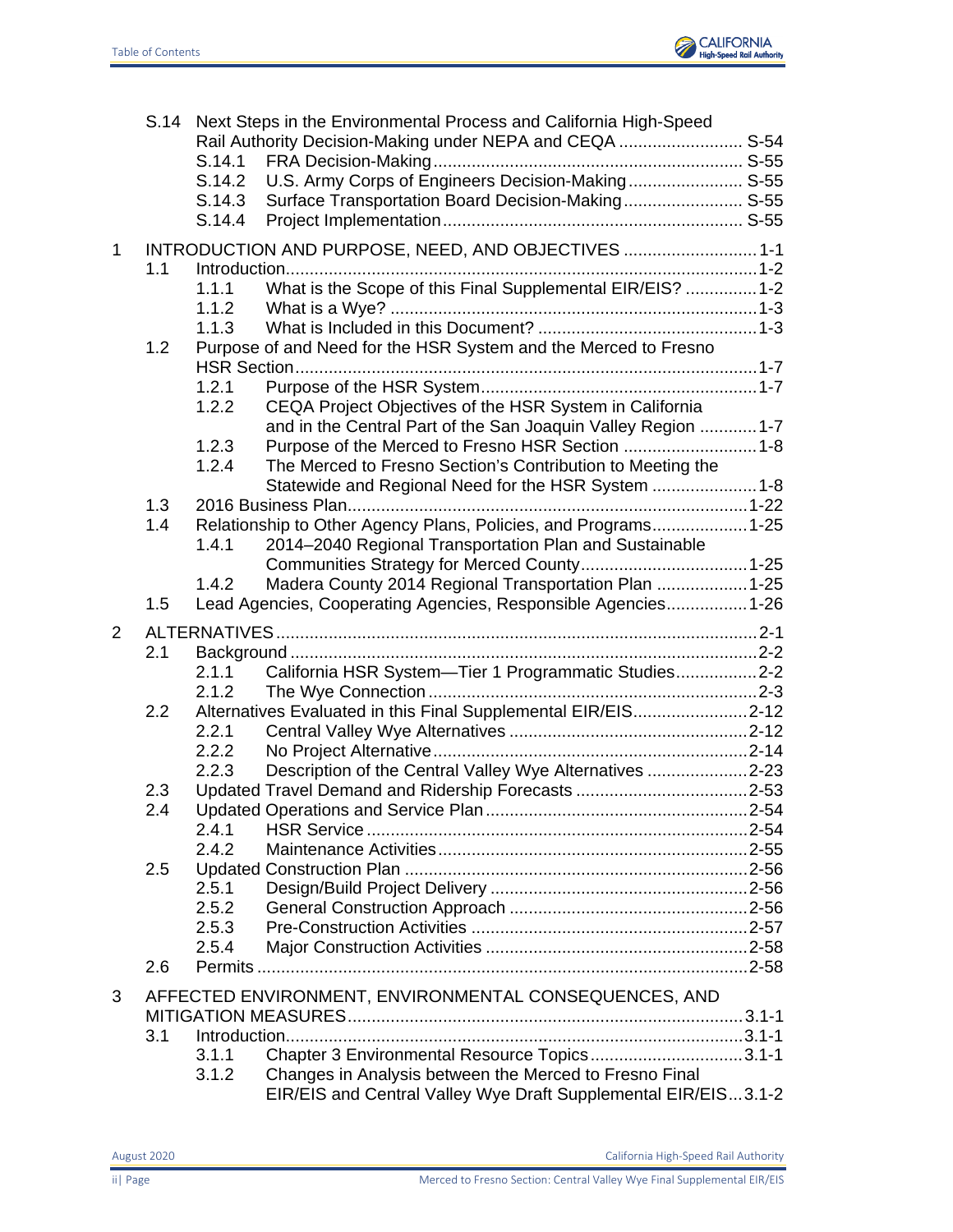S.14 Next Steps in the Environmental Process and California High-Speed Rail Authority Decision-Making under NEPA and CEQA .......................... S-54
- S.14.1 FRA Decision-Making ................................................................. S-55
- S.14.2 U.S. Army Corps of Engineers Decision-Making ........................ S-55
- S.14.3 Surface Transportation Board Decision-Making ......................... S-55
- S.14.4 Project Implementation ............................................................... S-55

1 INTRODUCTION AND PURPOSE, NEED, AND OBJECTIVES ........................... 1-1
- 1.1 Introduction ................................................................................................... 1-2
  - 1.1.1 What is the Scope of this Final Supplemental EIR/EIS? ............... 1-2
  - 1.1.2 What is a Wye? ............................................................................. 1-3
  - 1.1.3 What is Included in this Document? .............................................. 1-3
- 1.2 Purpose of and Need for the HSR System and the Merced to Fresno HSR Section ................................................................................................. 1-7
  - 1.2.1 Purpose of the HSR System .......................................................... 1-7
  - 1.2.2 CEQA Project Objectives of the HSR System in California and in the Central Part of the San Joaquin Valley Region ............ 1-7
  - 1.2.3 Purpose of the Merced to Fresno HSR Section ............................ 1-8
  - 1.2.4 The Merced to Fresno Section's Contribution to Meeting the Statewide and Regional Need for the HSR System ...................... 1-8
- 1.3 2016 Business Plan ................................................................................... 1-22
- 1.4 Relationship to Other Agency Plans, Policies, and Programs .................... 1-25
  - 1.4.1 2014–2040 Regional Transportation Plan and Sustainable Communities Strategy for Merced County ................................... 1-25
  - 1.4.2 Madera County 2014 Regional Transportation Plan ................... 1-25
- 1.5 Lead Agencies, Cooperating Agencies, Responsible Agencies ................. 1-26

2 ALTERNATIVES ............................................................................................... 2-1
- 2.1 Background ................................................................................................. 2-2
  - 2.1.1 California HSR System—Tier 1 Programmatic Studies ................. 2-2
  - 2.1.2 The Wye Connection ..................................................................... 2-3
- 2.2 Alternatives Evaluated in this Final Supplemental EIR/EIS ........................ 2-12
  - 2.2.1 Central Valley Wye Alternatives .................................................. 2-12
  - 2.2.2 No Project Alternative .................................................................. 2-14
  - 2.2.3 Description of the Central Valley Wye Alternatives ..................... 2-23
- 2.3 Updated Travel Demand and Ridership Forecasts .................................... 2-53
- 2.4 Updated Operations and Service Plan ....................................................... 2-54
  - 2.4.1 HSR Service ................................................................................ 2-54
  - 2.4.2 Maintenance Activities ................................................................. 2-55
- 2.5 Updated Construction Plan ........................................................................ 2-56
  - 2.5.1 Design/Build Project Delivery ...................................................... 2-56
  - 2.5.2 General Construction Approach .................................................. 2-56
  - 2.5.3 Pre-Construction Activities .......................................................... 2-57
  - 2.5.4 Major Construction Activities ....................................................... 2-58
- 2.6 Permits ...................................................................................................... 2-58

3 AFFECTED ENVIRONMENT, ENVIRONMENTAL CONSEQUENCES, AND MITIGATION MEASURES ................................................................................. 3.1-1
- 3.1 Introduction ............................................................................................... 3.1-1
  - 3.1.1 Chapter 3 Environmental Resource Topics ................................ 3.1-1
  - 3.1.2 Changes in Analysis between the Merced to Fresno Final EIR/EIS and Central Valley Wye Draft Supplemental EIR/EIS ... 3.1-2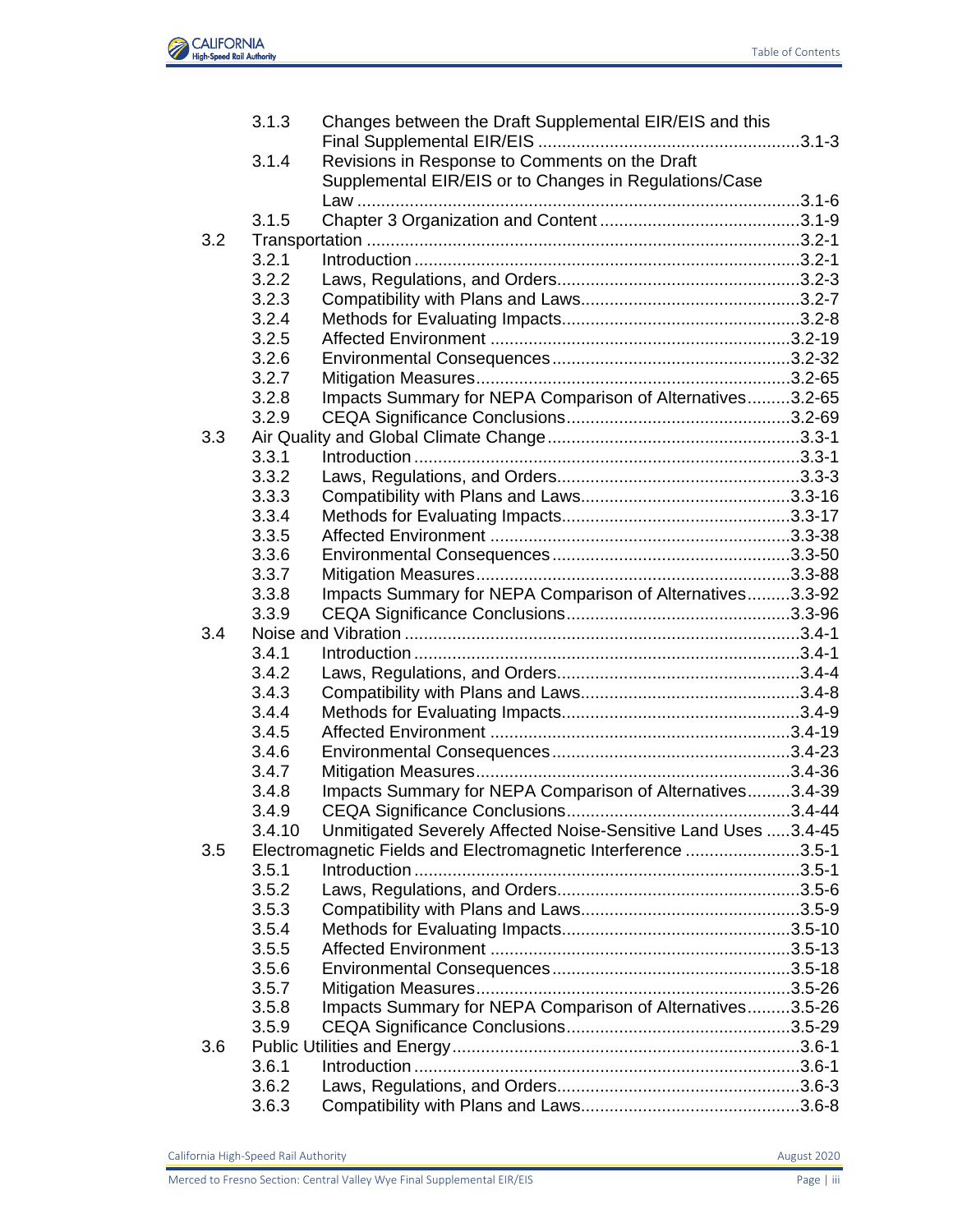| | | | |
|---|---|---|---|
| | 3.1.3 | Changes between the Draft Supplemental EIR/EIS and this Final Supplemental EIR/EIS | 3.1-3 |
| | 3.1.4 | Revisions in Response to Comments on the Draft Supplemental EIR/EIS or to Changes in Regulations/Case Law | 3.1-6 |
| | 3.1.5 | Chapter 3 Organization and Content | 3.1-9 |
| 3.2 | Transportation | | 3.2-1 |
| | 3.2.1 | Introduction | 3.2-1 |
| | 3.2.2 | Laws, Regulations, and Orders | 3.2-3 |
| | 3.2.3 | Compatibility with Plans and Laws | 3.2-7 |
| | 3.2.4 | Methods for Evaluating Impacts | 3.2-8 |
| | 3.2.5 | Affected Environment | 3.2-19 |
| | 3.2.6 | Environmental Consequences | 3.2-32 |
| | 3.2.7 | Mitigation Measures | 3.2-65 |
| | 3.2.8 | Impacts Summary for NEPA Comparison of Alternatives | 3.2-65 |
| | 3.2.9 | CEQA Significance Conclusions | 3.2-69 |
| 3.3 | Air Quality and Global Climate Change | | 3.3-1 |
| | 3.3.1 | Introduction | 3.3-1 |
| | 3.3.2 | Laws, Regulations, and Orders | 3.3-3 |
| | 3.3.3 | Compatibility with Plans and Laws | 3.3-16 |
| | 3.3.4 | Methods for Evaluating Impacts | 3.3-17 |
| | 3.3.5 | Affected Environment | 3.3-38 |
| | 3.3.6 | Environmental Consequences | 3.3-50 |
| | 3.3.7 | Mitigation Measures | 3.3-88 |
| | 3.3.8 | Impacts Summary for NEPA Comparison of Alternatives | 3.3-92 |
| | 3.3.9 | CEQA Significance Conclusions | 3.3-96 |
| 3.4 | Noise and Vibration | | 3.4-1 |
| | 3.4.1 | Introduction | 3.4-1 |
| | 3.4.2 | Laws, Regulations, and Orders | 3.4-4 |
| | 3.4.3 | Compatibility with Plans and Laws | 3.4-8 |
| | 3.4.4 | Methods for Evaluating Impacts | 3.4-9 |
| | 3.4.5 | Affected Environment | 3.4-19 |
| | 3.4.6 | Environmental Consequences | 3.4-23 |
| | 3.4.7 | Mitigation Measures | 3.4-36 |
| | 3.4.8 | Impacts Summary for NEPA Comparison of Alternatives | 3.4-39 |
| | 3.4.9 | CEQA Significance Conclusions | 3.4-44 |
| | 3.4.10 | Unmitigated Severely Affected Noise-Sensitive Land Uses | 3.4-45 |
| 3.5 | Electromagnetic Fields and Electromagnetic Interference | | 3.5-1 |
| | 3.5.1 | Introduction | 3.5-1 |
| | 3.5.2 | Laws, Regulations, and Orders | 3.5-6 |
| | 3.5.3 | Compatibility with Plans and Laws | 3.5-9 |
| | 3.5.4 | Methods for Evaluating Impacts | 3.5-10 |
| | 3.5.5 | Affected Environment | 3.5-13 |
| | 3.5.6 | Environmental Consequences | 3.5-18 |
| | 3.5.7 | Mitigation Measures | 3.5-26 |
| | 3.5.8 | Impacts Summary for NEPA Comparison of Alternatives | 3.5-26 |
| | 3.5.9 | CEQA Significance Conclusions | 3.5-29 |
| 3.6 | Public Utilities and Energy | | 3.6-1 |
| | 3.6.1 | Introduction | 3.6-1 |
| | 3.6.2 | Laws, Regulations, and Orders | 3.6-3 |
| | 3.6.3 | Compatibility with Plans and Laws | 3.6-8 |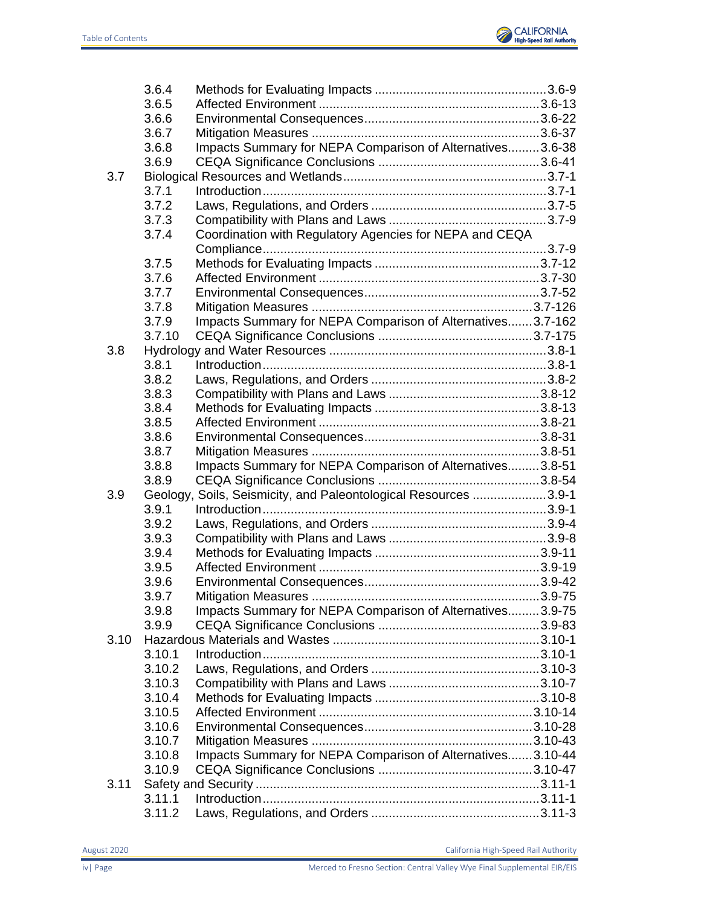| | | | |
|---|---|---|---|
| | 3.6.4 | Methods for Evaluating Impacts | 3.6-9 |
| | 3.6.5 | Affected Environment | 3.6-13 |
| | 3.6.6 | Environmental Consequences | 3.6-22 |
| | 3.6.7 | Mitigation Measures | 3.6-37 |
| | 3.6.8 | Impacts Summary for NEPA Comparison of Alternatives | 3.6-38 |
| | 3.6.9 | CEQA Significance Conclusions | 3.6-41 |
| 3.7 | Biological Resources and Wetlands | | 3.7-1 |
| | 3.7.1 | Introduction | 3.7-1 |
| | 3.7.2 | Laws, Regulations, and Orders | 3.7-5 |
| | 3.7.3 | Compatibility with Plans and Laws | 3.7-9 |
| | 3.7.4 | Coordination with Regulatory Agencies for NEPA and CEQA Compliance | 3.7-9 |
| | 3.7.5 | Methods for Evaluating Impacts | 3.7-12 |
| | 3.7.6 | Affected Environment | 3.7-30 |
| | 3.7.7 | Environmental Consequences | 3.7-52 |
| | 3.7.8 | Mitigation Measures | 3.7-126 |
| | 3.7.9 | Impacts Summary for NEPA Comparison of Alternatives | 3.7-162 |
| | 3.7.10 | CEQA Significance Conclusions | 3.7-175 |
| 3.8 | Hydrology and Water Resources | | 3.8-1 |
| | 3.8.1 | Introduction | 3.8-1 |
| | 3.8.2 | Laws, Regulations, and Orders | 3.8-2 |
| | 3.8.3 | Compatibility with Plans and Laws | 3.8-12 |
| | 3.8.4 | Methods for Evaluating Impacts | 3.8-13 |
| | 3.8.5 | Affected Environment | 3.8-21 |
| | 3.8.6 | Environmental Consequences | 3.8-31 |
| | 3.8.7 | Mitigation Measures | 3.8-51 |
| | 3.8.8 | Impacts Summary for NEPA Comparison of Alternatives | 3.8-51 |
| | 3.8.9 | CEQA Significance Conclusions | 3.8-54 |
| 3.9 | Geology, Soils, Seismicity, and Paleontological Resources | | 3.9-1 |
| | 3.9.1 | Introduction | 3.9-1 |
| | 3.9.2 | Laws, Regulations, and Orders | 3.9-4 |
| | 3.9.3 | Compatibility with Plans and Laws | 3.9-8 |
| | 3.9.4 | Methods for Evaluating Impacts | 3.9-11 |
| | 3.9.5 | Affected Environment | 3.9-19 |
| | 3.9.6 | Environmental Consequences | 3.9-42 |
| | 3.9.7 | Mitigation Measures | 3.9-75 |
| | 3.9.8 | Impacts Summary for NEPA Comparison of Alternatives | 3.9-75 |
| | 3.9.9 | CEQA Significance Conclusions | 3.9-83 |
| 3.10 | Hazardous Materials and Wastes | | 3.10-1 |
| | 3.10.1 | Introduction | 3.10-1 |
| | 3.10.2 | Laws, Regulations, and Orders | 3.10-3 |
| | 3.10.3 | Compatibility with Plans and Laws | 3.10-7 |
| | 3.10.4 | Methods for Evaluating Impacts | 3.10-8 |
| | 3.10.5 | Affected Environment | 3.10-14 |
| | 3.10.6 | Environmental Consequences | 3.10-28 |
| | 3.10.7 | Mitigation Measures | 3.10-43 |
| | 3.10.8 | Impacts Summary for NEPA Comparison of Alternatives | 3.10-44 |
| | 3.10.9 | CEQA Significance Conclusions | 3.10-47 |
| 3.11 | Safety and Security | | 3.11-1 |
| | 3.11.1 | Introduction | 3.11-1 |
| | 3.11.2 | Laws, Regulations, and Orders | 3.11-3 |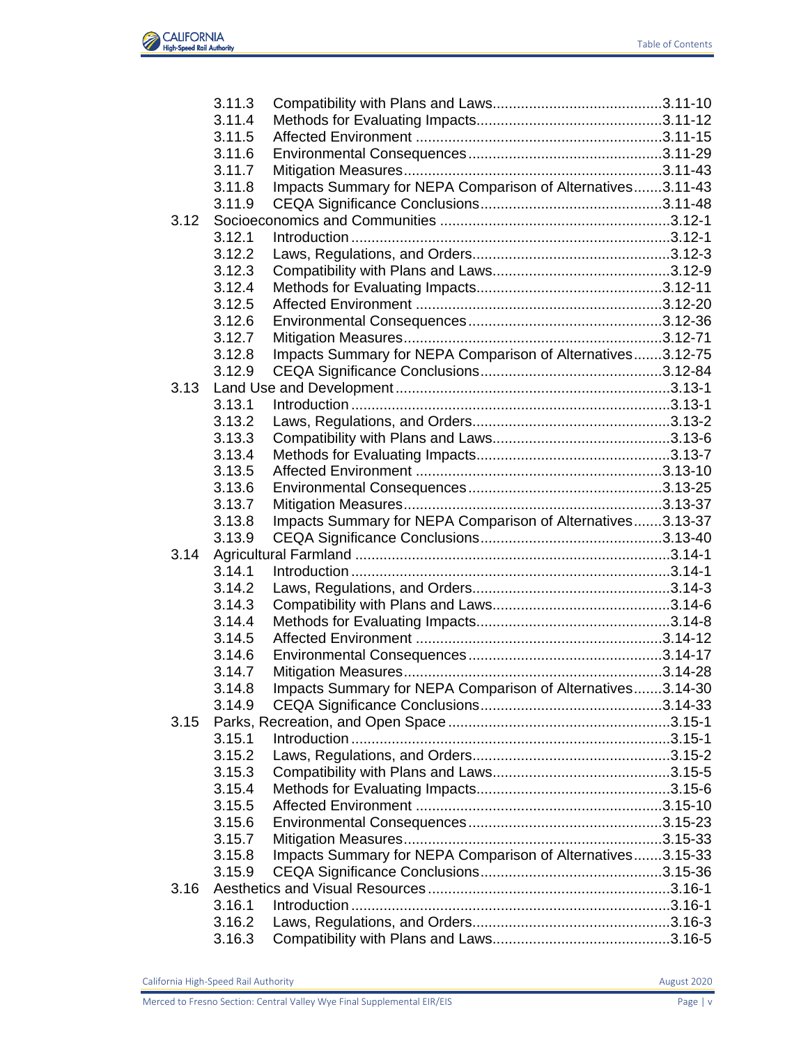| | | | |
|---|---|---|---|
| | 3.11.3 | Compatibility with Plans and Laws | 3.11-10 |
| | 3.11.4 | Methods for Evaluating Impacts | 3.11-12 |
| | 3.11.5 | Affected Environment | 3.11-15 |
| | 3.11.6 | Environmental Consequences | 3.11-29 |
| | 3.11.7 | Mitigation Measures | 3.11-43 |
| | 3.11.8 | Impacts Summary for NEPA Comparison of Alternatives | 3.11-43 |
| | 3.11.9 | CEQA Significance Conclusions | 3.11-48 |
| 3.12 | Socioeconomics and Communities | | 3.12-1 |
| | 3.12.1 | Introduction | 3.12-1 |
| | 3.12.2 | Laws, Regulations, and Orders | 3.12-3 |
| | 3.12.3 | Compatibility with Plans and Laws | 3.12-9 |
| | 3.12.4 | Methods for Evaluating Impacts | 3.12-11 |
| | 3.12.5 | Affected Environment | 3.12-20 |
| | 3.12.6 | Environmental Consequences | 3.12-36 |
| | 3.12.7 | Mitigation Measures | 3.12-71 |
| | 3.12.8 | Impacts Summary for NEPA Comparison of Alternatives | 3.12-75 |
| | 3.12.9 | CEQA Significance Conclusions | 3.12-84 |
| 3.13 | Land Use and Development | | 3.13-1 |
| | 3.13.1 | Introduction | 3.13-1 |
| | 3.13.2 | Laws, Regulations, and Orders | 3.13-2 |
| | 3.13.3 | Compatibility with Plans and Laws | 3.13-6 |
| | 3.13.4 | Methods for Evaluating Impacts | 3.13-7 |
| | 3.13.5 | Affected Environment | 3.13-10 |
| | 3.13.6 | Environmental Consequences | 3.13-25 |
| | 3.13.7 | Mitigation Measures | 3.13-37 |
| | 3.13.8 | Impacts Summary for NEPA Comparison of Alternatives | 3.13-37 |
| | 3.13.9 | CEQA Significance Conclusions | 3.13-40 |
| 3.14 | Agricultural Farmland | | 3.14-1 |
| | 3.14.1 | Introduction | 3.14-1 |
| | 3.14.2 | Laws, Regulations, and Orders | 3.14-3 |
| | 3.14.3 | Compatibility with Plans and Laws | 3.14-6 |
| | 3.14.4 | Methods for Evaluating Impacts | 3.14-8 |
| | 3.14.5 | Affected Environment | 3.14-12 |
| | 3.14.6 | Environmental Consequences | 3.14-17 |
| | 3.14.7 | Mitigation Measures | 3.14-28 |
| | 3.14.8 | Impacts Summary for NEPA Comparison of Alternatives | 3.14-30 |
| | 3.14.9 | CEQA Significance Conclusions | 3.14-33 |
| 3.15 | Parks, Recreation, and Open Space | | 3.15-1 |
| | 3.15.1 | Introduction | 3.15-1 |
| | 3.15.2 | Laws, Regulations, and Orders | 3.15-2 |
| | 3.15.3 | Compatibility with Plans and Laws | 3.15-5 |
| | 3.15.4 | Methods for Evaluating Impacts | 3.15-6 |
| | 3.15.5 | Affected Environment | 3.15-10 |
| | 3.15.6 | Environmental Consequences | 3.15-23 |
| | 3.15.7 | Mitigation Measures | 3.15-33 |
| | 3.15.8 | Impacts Summary for NEPA Comparison of Alternatives | 3.15-33 |
| | 3.15.9 | CEQA Significance Conclusions | 3.15-36 |
| 3.16 | Aesthetics and Visual Resources | | 3.16-1 |
| | 3.16.1 | Introduction | 3.16-1 |
| | 3.16.2 | Laws, Regulations, and Orders | 3.16-3 |
| | 3.16.3 | Compatibility with Plans and Laws | 3.16-5 |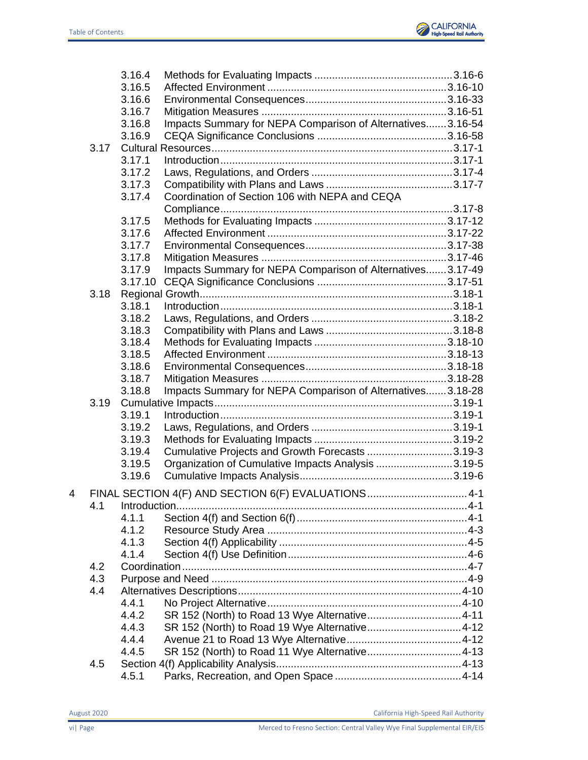3.16.4 Methods for Evaluating Impacts ...............................................3.16-6
3.16.5 Affected Environment ............................................................3.16-10
3.16.6 Environmental Consequences................................................3.16-33
3.16.7 Mitigation Measures ..............................................................3.16-51
3.16.8 Impacts Summary for NEPA Comparison of Alternatives.......3.16-54
3.16.9 CEQA Significance Conclusions ............................................3.16-58

3.17 Cultural Resources.................................................................................3.17-1
3.17.1 Introduction..............................................................................3.17-1
3.17.2 Laws, Regulations, and Orders ................................................3.17-4
3.17.3 Compatibility with Plans and Laws ...........................................3.17-7
3.17.4 Coordination of Section 106 with NEPA and CEQA Compliance.............................................................................3.17-8
3.17.5 Methods for Evaluating Impacts .............................................3.17-12
3.17.6 Affected Environment ............................................................3.17-22
3.17.7 Environmental Consequences................................................3.17-38
3.17.8 Mitigation Measures ..............................................................3.17-46
3.17.9 Impacts Summary for NEPA Comparison of Alternatives.......3.17-49
3.17.10 CEQA Significance Conclusions ............................................3.17-51

3.18 Regional Growth.....................................................................................3.18-1
3.18.1 Introduction..............................................................................3.18-1
3.18.2 Laws, Regulations, and Orders ................................................3.18-2
3.18.3 Compatibility with Plans and Laws ...........................................3.18-8
3.18.4 Methods for Evaluating Impacts .............................................3.18-10
3.18.5 Affected Environment ............................................................3.18-13
3.18.6 Environmental Consequences................................................3.18-18
3.18.7 Mitigation Measures ..............................................................3.18-28
3.18.8 Impacts Summary for NEPA Comparison of Alternatives.......3.18-28

3.19 Cumulative Impacts................................................................................3.19-1
3.19.1 Introduction..............................................................................3.19-1
3.19.2 Laws, Regulations, and Orders ................................................3.19-1
3.19.3 Methods for Evaluating Impacts ..............................................3.19-2
3.19.4 Cumulative Projects and Growth Forecasts ............................3.19-3
3.19.5 Organization of Cumulative Impacts Analysis ..........................3.19-5
3.19.6 Cumulative Impacts Analysis...................................................3.19-6

4 FINAL SECTION 4(F) AND SECTION 6(F) EVALUATIONS.................................4-1

4.1 Introduction.................................................................................................4-1
4.1.1 Section 4(f) and Section 6(f).........................................................4-1
4.1.2 Resource Study Area ...................................................................4-3
4.1.3 Section 4(f) Applicability ...............................................................4-5
4.1.4 Section 4(f) Use Definition............................................................4-6

4.2 Coordination................................................................................................4-7

4.3 Purpose and Need ......................................................................................4-9

4.4 Alternatives Descriptions...........................................................................4-10
4.4.1 No Project Alternative.................................................................4-10
4.4.2 SR 152 (North) to Road 13 Wye Alternative...............................4-11
4.4.3 SR 152 (North) to Road 19 Wye Alternative...............................4-12
4.4.4 Avenue 21 to Road 13 Wye Alternative......................................4-12
4.4.5 SR 152 (North) to Road 11 Wye Alternative...............................4-13

4.5 Section 4(f) Applicability Analysis..............................................................4-13
4.5.1 Parks, Recreation, and Open Space ..........................................4-14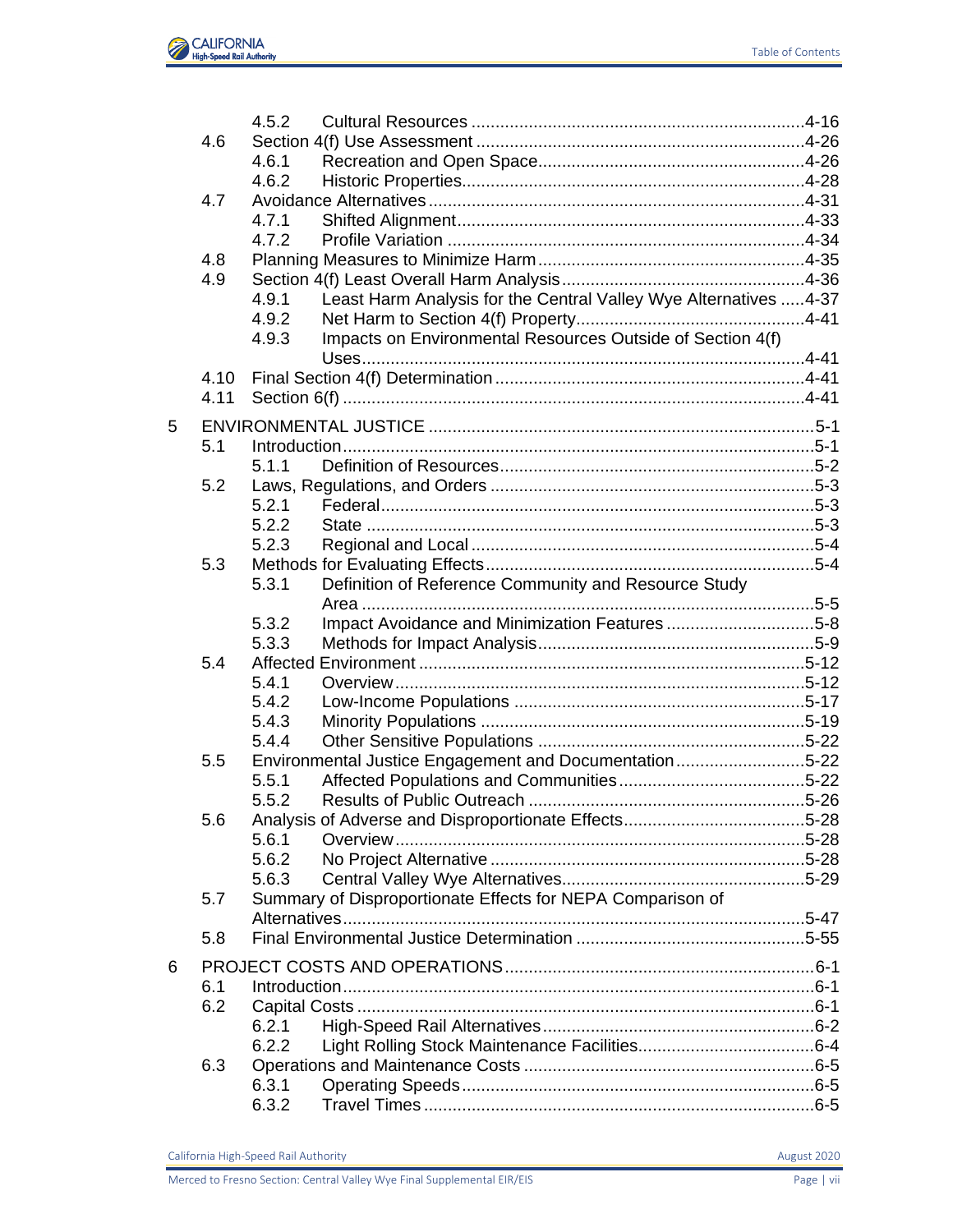| | | | |
|---|---|---|---|
| | 4.5.2 | Cultural Resources | 4-16 |
| 4.6 | Section 4(f) Use Assessment | | 4-26 |
| | 4.6.1 | Recreation and Open Space | 4-26 |
| | 4.6.2 | Historic Properties | 4-28 |
| 4.7 | Avoidance Alternatives | | 4-31 |
| | 4.7.1 | Shifted Alignment | 4-33 |
| | 4.7.2 | Profile Variation | 4-34 |
| 4.8 | Planning Measures to Minimize Harm | | 4-35 |
| 4.9 | Section 4(f) Least Overall Harm Analysis | | 4-36 |
| | 4.9.1 | Least Harm Analysis for the Central Valley Wye Alternatives | 4-37 |
| | 4.9.2 | Net Harm to Section 4(f) Property | 4-41 |
| | 4.9.3 | Impacts on Environmental Resources Outside of Section 4(f) Uses | 4-41 |
| 4.10 | Final Section 4(f) Determination | | 4-41 |
| 4.11 | Section 6(f) | | 4-41 |

5 ENVIRONMENTAL JUSTICE ... 5-1

| | | | |
|---|---|---|---|
| 5.1 | Introduction | | 5-1 |
| | 5.1.1 | Definition of Resources | 5-2 |
| 5.2 | Laws, Regulations, and Orders | | 5-3 |
| | 5.2.1 | Federal | 5-3 |
| | 5.2.2 | State | 5-3 |
| | 5.2.3 | Regional and Local | 5-4 |
| 5.3 | Methods for Evaluating Effects | | 5-4 |
| | 5.3.1 | Definition of Reference Community and Resource Study Area | 5-5 |
| | 5.3.2 | Impact Avoidance and Minimization Features | 5-8 |
| | 5.3.3 | Methods for Impact Analysis | 5-9 |
| 5.4 | Affected Environment | | 5-12 |
| | 5.4.1 | Overview | 5-12 |
| | 5.4.2 | Low-Income Populations | 5-17 |
| | 5.4.3 | Minority Populations | 5-19 |
| | 5.4.4 | Other Sensitive Populations | 5-22 |
| 5.5 | Environmental Justice Engagement and Documentation | | 5-22 |
| | 5.5.1 | Affected Populations and Communities | 5-22 |
| | 5.5.2 | Results of Public Outreach | 5-26 |
| 5.6 | Analysis of Adverse and Disproportionate Effects | | 5-28 |
| | 5.6.1 | Overview | 5-28 |
| | 5.6.2 | No Project Alternative | 5-28 |
| | 5.6.3 | Central Valley Wye Alternatives | 5-29 |
| 5.7 | Summary of Disproportionate Effects for NEPA Comparison of Alternatives | | 5-47 |
| 5.8 | Final Environmental Justice Determination | | 5-55 |

6 PROJECT COSTS AND OPERATIONS ... 6-1

| | | | |
|---|---|---|---|
| 6.1 | Introduction | | 6-1 |
| 6.2 | Capital Costs | | 6-1 |
| | 6.2.1 | High-Speed Rail Alternatives | 6-2 |
| | 6.2.2 | Light Rolling Stock Maintenance Facilities | 6-4 |
| 6.3 | Operations and Maintenance Costs | | 6-5 |
| | 6.3.1 | Operating Speeds | 6-5 |
| | 6.3.2 | Travel Times | 6-5 |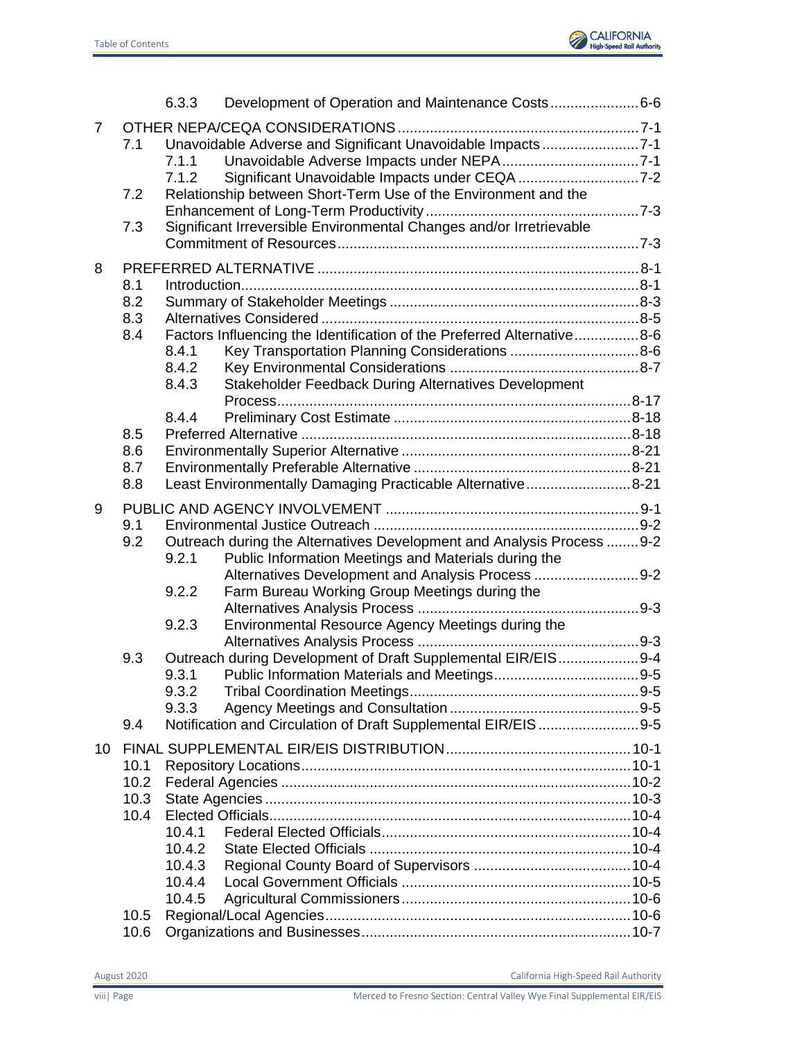6.3.3 Development of Operation and Maintenance Costs ...................... 6-6

7 OTHER NEPA/CEQA CONSIDERATIONS ........................................................... 7-1
  7.1 Unavoidable Adverse and Significant Unavoidable Impacts ........................ 7-1
    7.1.1 Unavoidable Adverse Impacts under NEPA .................................. 7-1
    7.1.2 Significant Unavoidable Impacts under CEQA .............................. 7-2
  7.2 Relationship between Short-Term Use of the Environment and the Enhancement of Long-Term Productivity ..................................................... 7-3
  7.3 Significant Irreversible Environmental Changes and/or Irretrievable Commitment of Resources .......................................................................... 7-3

8 PREFERRED ALTERNATIVE ................................................................................ 8-1
  8.1 Introduction .................................................................................................. 8-1
  8.2 Summary of Stakeholder Meetings ............................................................. 8-3
  8.3 Alternatives Considered .............................................................................. 8-5
  8.4 Factors Influencing the Identification of the Preferred Alternative ................ 8-6
    8.4.1 Key Transportation Planning Considerations ................................ 8-6
    8.4.2 Key Environmental Considerations ............................................... 8-7
    8.4.3 Stakeholder Feedback During Alternatives Development Process ........................................................................................ 8-17
    8.4.4 Preliminary Cost Estimate ........................................................... 8-18
  8.5 Preferred Alternative ................................................................................. 8-18
  8.6 Environmentally Superior Alternative ......................................................... 8-21
  8.7 Environmentally Preferable Alternative ...................................................... 8-21
  8.8 Least Environmentally Damaging Practicable Alternative .......................... 8-21

9 PUBLIC AND AGENCY INVOLVEMENT ............................................................... 9-1
  9.1 Environmental Justice Outreach ................................................................. 9-2
  9.2 Outreach during the Alternatives Development and Analysis Process ........ 9-2
    9.2.1 Public Information Meetings and Materials during the Alternatives Development and Analysis Process .......................... 9-2
    9.2.2 Farm Bureau Working Group Meetings during the Alternatives Analysis Process ....................................................... 9-3
    9.2.3 Environmental Resource Agency Meetings during the Alternatives Analysis Process ....................................................... 9-3
  9.3 Outreach during Development of Draft Supplemental EIR/EIS .................... 9-4
    9.3.1 Public Information Materials and Meetings .................................... 9-5
    9.3.2 Tribal Coordination Meetings ......................................................... 9-5
    9.3.3 Agency Meetings and Consultation ............................................... 9-5
  9.4 Notification and Circulation of Draft Supplemental EIR/EIS ......................... 9-5

10 FINAL SUPPLEMENTAL EIR/EIS DISTRIBUTION ............................................. 10-1
  10.1 Repository Locations ................................................................................. 10-1
  10.2 Federal Agencies ...................................................................................... 10-2
  10.3 State Agencies .......................................................................................... 10-3
  10.4 Elected Officials ......................................................................................... 10-4
    10.4.1 Federal Elected Officials ............................................................. 10-4
    10.4.2 State Elected Officials ................................................................. 10-4
    10.4.3 Regional County Board of Supervisors ....................................... 10-4
    10.4.4 Local Government Officials ......................................................... 10-5
    10.4.5 Agricultural Commissioners ......................................................... 10-6
  10.5 Regional/Local Agencies ............................................................................ 10-6
  10.6 Organizations and Businesses ................................................................... 10-7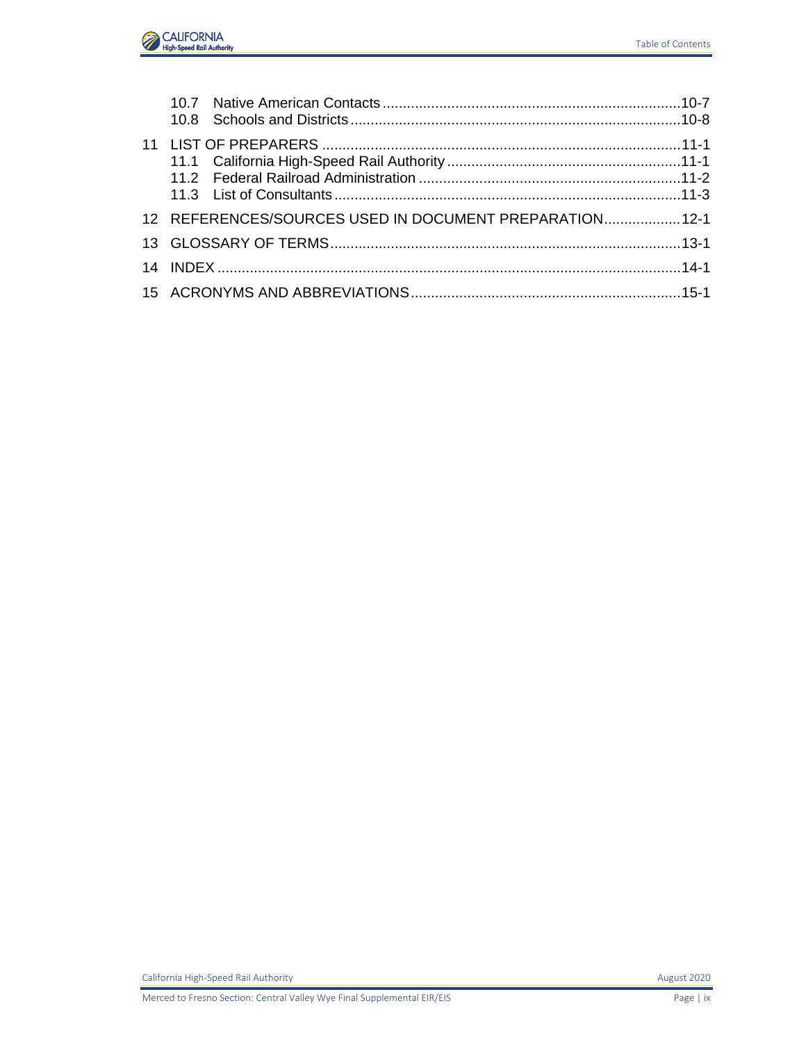10.7 Native American Contacts ... 10-7
10.8 Schools and Districts ... 10-8

11 LIST OF PREPARERS ... 11-1
11.1 California High-Speed Rail Authority ... 11-1
11.2 Federal Railroad Administration ... 11-2
11.3 List of Consultants ... 11-3

12 REFERENCES/SOURCES USED IN DOCUMENT PREPARATION ... 12-1

13 GLOSSARY OF TERMS ... 13-1

14 INDEX ... 14-1

15 ACRONYMS AND ABBREVIATIONS ... 15-1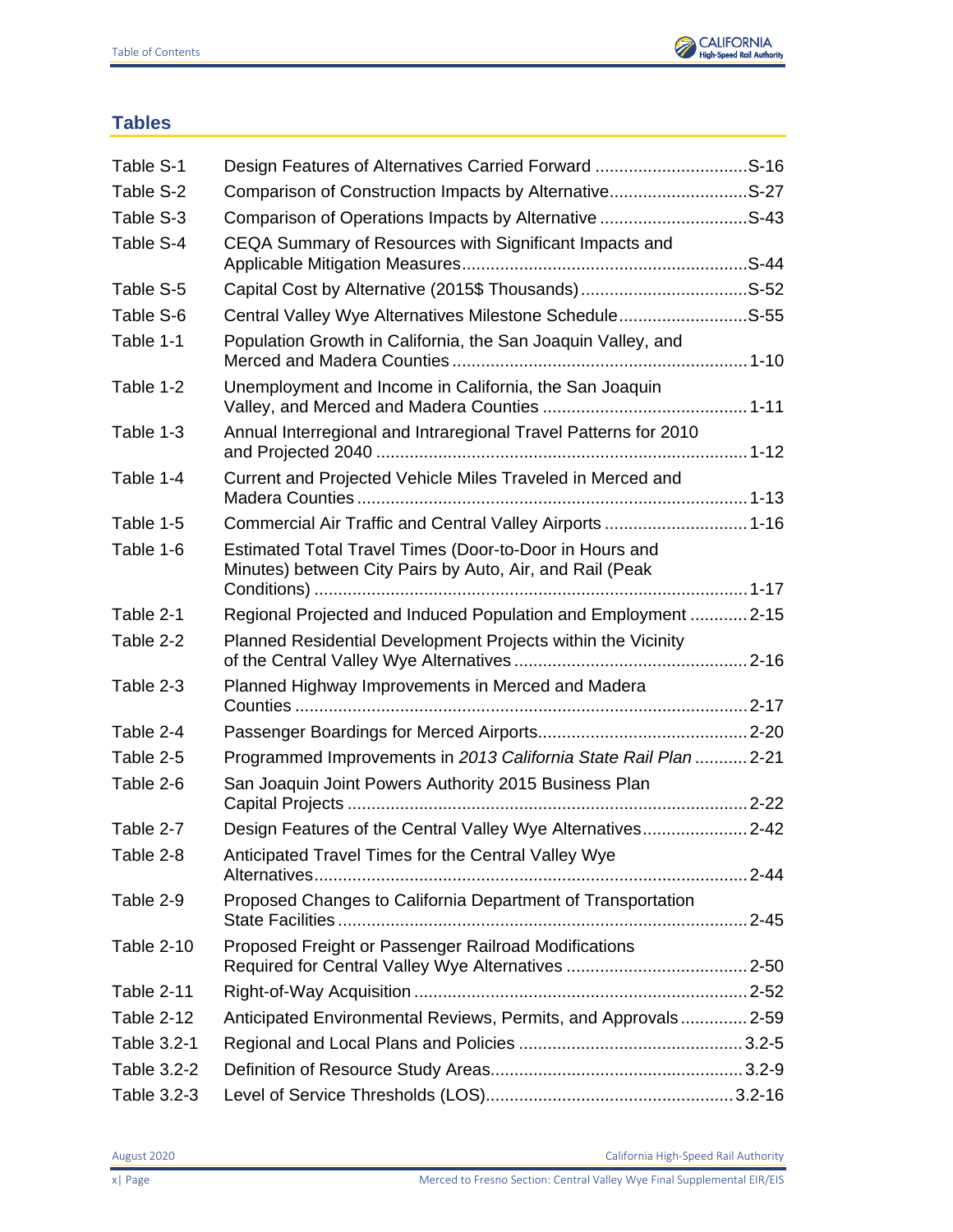## Tables

| | | |
|---|---|---|
| Table S-1 | Design Features of Alternatives Carried Forward | S-16 |
| Table S-2 | Comparison of Construction Impacts by Alternative | S-27 |
| Table S-3 | Comparison of Operations Impacts by Alternative | S-43 |
| Table S-4 | CEQA Summary of Resources with Significant Impacts and Applicable Mitigation Measures | S-44 |
| Table S-5 | Capital Cost by Alternative (2015$ Thousands) | S-52 |
| Table S-6 | Central Valley Wye Alternatives Milestone Schedule | S-55 |
| Table 1-1 | Population Growth in California, the San Joaquin Valley, and Merced and Madera Counties | 1-10 |
| Table 1-2 | Unemployment and Income in California, the San Joaquin Valley, and Merced and Madera Counties | 1-11 |
| Table 1-3 | Annual Interregional and Intraregional Travel Patterns for 2010 and Projected 2040 | 1-12 |
| Table 1-4 | Current and Projected Vehicle Miles Traveled in Merced and Madera Counties | 1-13 |
| Table 1-5 | Commercial Air Traffic and Central Valley Airports | 1-16 |
| Table 1-6 | Estimated Total Travel Times (Door-to-Door in Hours and Minutes) between City Pairs by Auto, Air, and Rail (Peak Conditions) | 1-17 |
| Table 2-1 | Regional Projected and Induced Population and Employment | 2-15 |
| Table 2-2 | Planned Residential Development Projects within the Vicinity of the Central Valley Wye Alternatives | 2-16 |
| Table 2-3 | Planned Highway Improvements in Merced and Madera Counties | 2-17 |
| Table 2-4 | Passenger Boardings for Merced Airports | 2-20 |
| Table 2-5 | Programmed Improvements in *2013 California State Rail Plan* | 2-21 |
| Table 2-6 | San Joaquin Joint Powers Authority 2015 Business Plan Capital Projects | 2-22 |
| Table 2-7 | Design Features of the Central Valley Wye Alternatives | 2-42 |
| Table 2-8 | Anticipated Travel Times for the Central Valley Wye Alternatives | 2-44 |
| Table 2-9 | Proposed Changes to California Department of Transportation State Facilities | 2-45 |
| Table 2-10 | Proposed Freight or Passenger Railroad Modifications Required for Central Valley Wye Alternatives | 2-50 |
| Table 2-11 | Right-of-Way Acquisition | 2-52 |
| Table 2-12 | Anticipated Environmental Reviews, Permits, and Approvals | 2-59 |
| Table 3.2-1 | Regional and Local Plans and Policies | 3.2-5 |
| Table 3.2-2 | Definition of Resource Study Areas | 3.2-9 |
| Table 3.2-3 | Level of Service Thresholds (LOS) | 3.2-16 |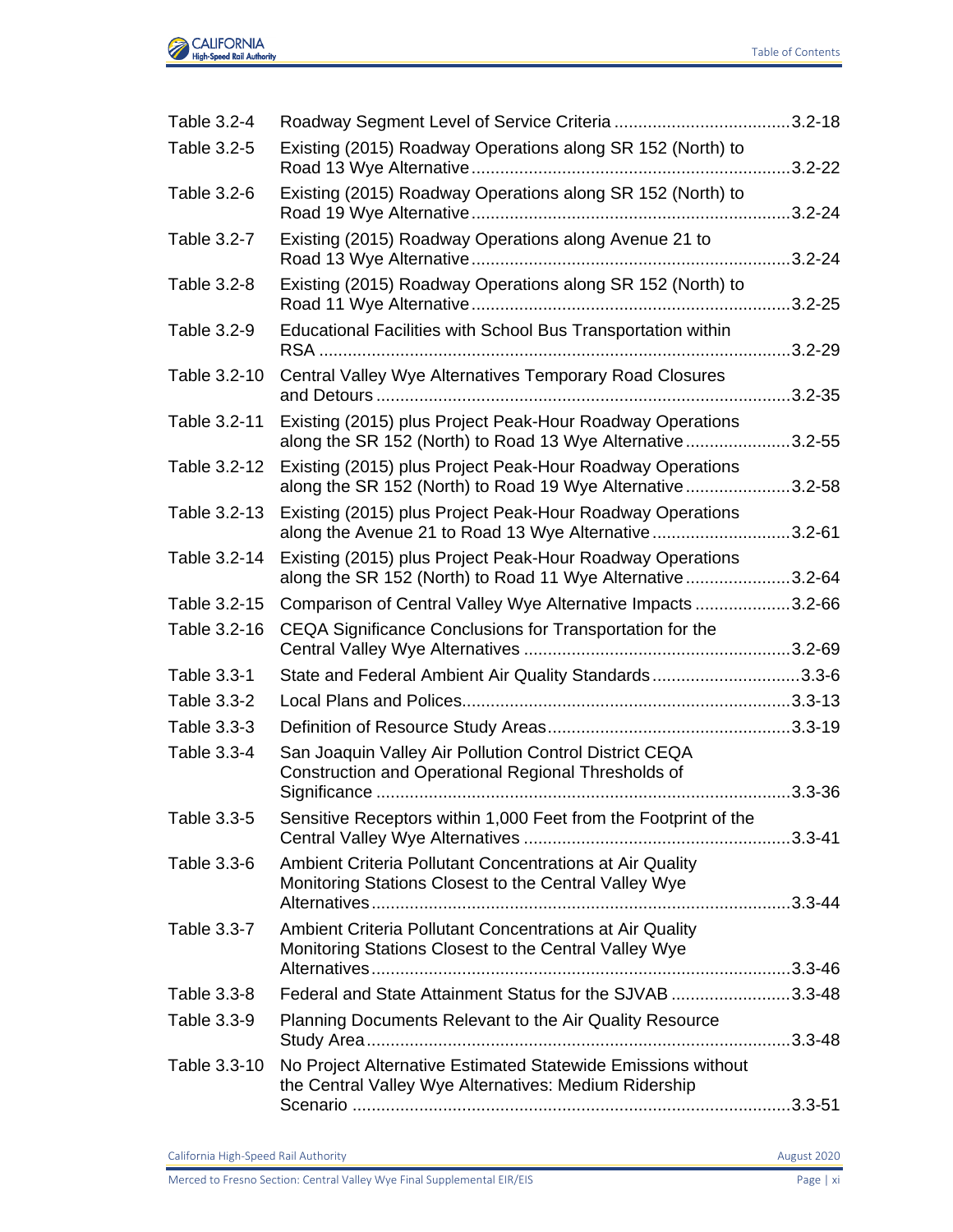| | | |
|---|---|---|
| Table 3.2-4 | Roadway Segment Level of Service Criteria | 3.2-18 |
| Table 3.2-5 | Existing (2015) Roadway Operations along SR 152 (North) to Road 13 Wye Alternative | 3.2-22 |
| Table 3.2-6 | Existing (2015) Roadway Operations along SR 152 (North) to Road 19 Wye Alternative | 3.2-24 |
| Table 3.2-7 | Existing (2015) Roadway Operations along Avenue 21 to Road 13 Wye Alternative | 3.2-24 |
| Table 3.2-8 | Existing (2015) Roadway Operations along SR 152 (North) to Road 11 Wye Alternative | 3.2-25 |
| Table 3.2-9 | Educational Facilities with School Bus Transportation within RSA | 3.2-29 |
| Table 3.2-10 | Central Valley Wye Alternatives Temporary Road Closures and Detours | 3.2-35 |
| Table 3.2-11 | Existing (2015) plus Project Peak-Hour Roadway Operations along the SR 152 (North) to Road 13 Wye Alternative | 3.2-55 |
| Table 3.2-12 | Existing (2015) plus Project Peak-Hour Roadway Operations along the SR 152 (North) to Road 19 Wye Alternative | 3.2-58 |
| Table 3.2-13 | Existing (2015) plus Project Peak-Hour Roadway Operations along the Avenue 21 to Road 13 Wye Alternative | 3.2-61 |
| Table 3.2-14 | Existing (2015) plus Project Peak-Hour Roadway Operations along the SR 152 (North) to Road 11 Wye Alternative | 3.2-64 |
| Table 3.2-15 | Comparison of Central Valley Wye Alternative Impacts | 3.2-66 |
| Table 3.2-16 | CEQA Significance Conclusions for Transportation for the Central Valley Wye Alternatives | 3.2-69 |
| Table 3.3-1 | State and Federal Ambient Air Quality Standards | 3.3-6 |
| Table 3.3-2 | Local Plans and Polices | 3.3-13 |
| Table 3.3-3 | Definition of Resource Study Areas | 3.3-19 |
| Table 3.3-4 | San Joaquin Valley Air Pollution Control District CEQA Construction and Operational Regional Thresholds of Significance | 3.3-36 |
| Table 3.3-5 | Sensitive Receptors within 1,000 Feet from the Footprint of the Central Valley Wye Alternatives | 3.3-41 |
| Table 3.3-6 | Ambient Criteria Pollutant Concentrations at Air Quality Monitoring Stations Closest to the Central Valley Wye Alternatives | 3.3-44 |
| Table 3.3-7 | Ambient Criteria Pollutant Concentrations at Air Quality Monitoring Stations Closest to the Central Valley Wye Alternatives | 3.3-46 |
| Table 3.3-8 | Federal and State Attainment Status for the SJVAB | 3.3-48 |
| Table 3.3-9 | Planning Documents Relevant to the Air Quality Resource Study Area | 3.3-48 |
| Table 3.3-10 | No Project Alternative Estimated Statewide Emissions without the Central Valley Wye Alternatives: Medium Ridership Scenario | 3.3-51 |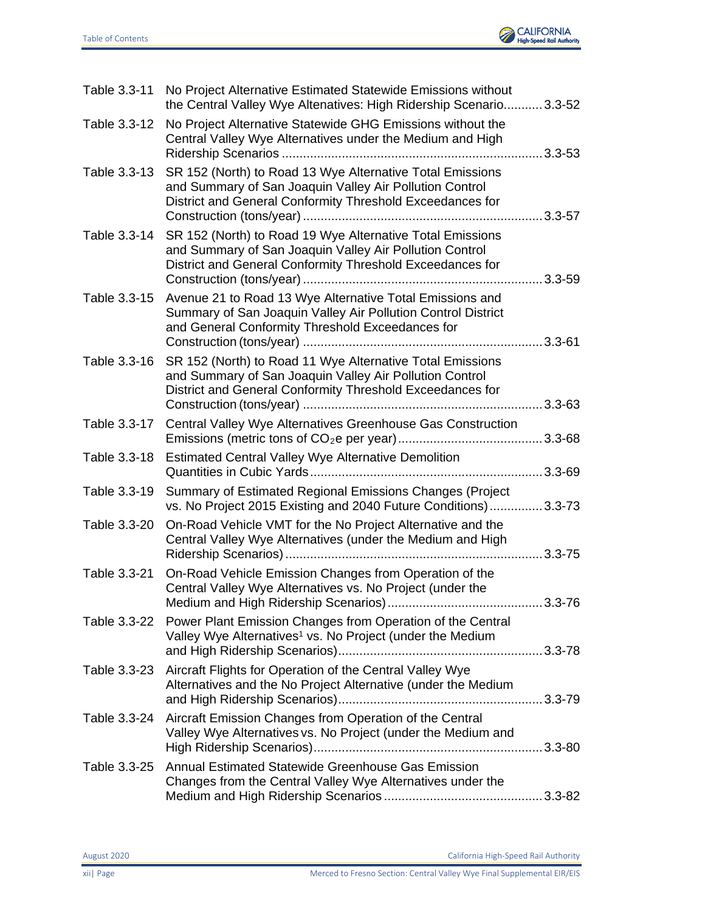| | | |
|---|---|---|
| Table 3.3-11 | No Project Alternative Estimated Statewide Emissions without the Central Valley Wye Altenatives: High Ridership Scenario | 3.3-52 |
| Table 3.3-12 | No Project Alternative Statewide GHG Emissions without the Central Valley Wye Alternatives under the Medium and High Ridership Scenarios | 3.3-53 |
| Table 3.3-13 | SR 152 (North) to Road 13 Wye Alternative Total Emissions and Summary of San Joaquin Valley Air Pollution Control District and General Conformity Threshold Exceedances for Construction (tons/year) | 3.3-57 |
| Table 3.3-14 | SR 152 (North) to Road 19 Wye Alternative Total Emissions and Summary of San Joaquin Valley Air Pollution Control District and General Conformity Threshold Exceedances for Construction (tons/year) | 3.3-59 |
| Table 3.3-15 | Avenue 21 to Road 13 Wye Alternative Total Emissions and Summary of San Joaquin Valley Air Pollution Control District and General Conformity Threshold Exceedances for Construction (tons/year) | 3.3-61 |
| Table 3.3-16 | SR 152 (North) to Road 11 Wye Alternative Total Emissions and Summary of San Joaquin Valley Air Pollution Control District and General Conformity Threshold Exceedances for Construction (tons/year) | 3.3-63 |
| Table 3.3-17 | Central Valley Wye Alternatives Greenhouse Gas Construction Emissions (metric tons of $CO_2$e per year) | 3.3-68 |
| Table 3.3-18 | Estimated Central Valley Wye Alternative Demolition Quantities in Cubic Yards | 3.3-69 |
| Table 3.3-19 | Summary of Estimated Regional Emissions Changes (Project vs. No Project 2015 Existing and 2040 Future Conditions) | 3.3-73 |
| Table 3.3-20 | On-Road Vehicle VMT for the No Project Alternative and the Central Valley Wye Alternatives (under the Medium and High Ridership Scenarios) | 3.3-75 |
| Table 3.3-21 | On-Road Vehicle Emission Changes from Operation of the Central Valley Wye Alternatives vs. No Project (under the Medium and High Ridership Scenarios) | 3.3-76 |
| Table 3.3-22 | Power Plant Emission Changes from Operation of the Central Valley Wye Alternatives[1] vs. No Project (under the Medium and High Ridership Scenarios) | 3.3-78 |
| Table 3.3-23 | Aircraft Flights for Operation of the Central Valley Wye Alternatives and the No Project Alternative (under the Medium and High Ridership Scenarios) | 3.3-79 |
| Table 3.3-24 | Aircraft Emission Changes from Operation of the Central Valley Wye Alternatives vs. No Project (under the Medium and High Ridership Scenarios) | 3.3-80 |
| Table 3.3-25 | Annual Estimated Statewide Greenhouse Gas Emission Changes from the Central Valley Wye Alternatives under the Medium and High Ridership Scenarios | 3.3-82 |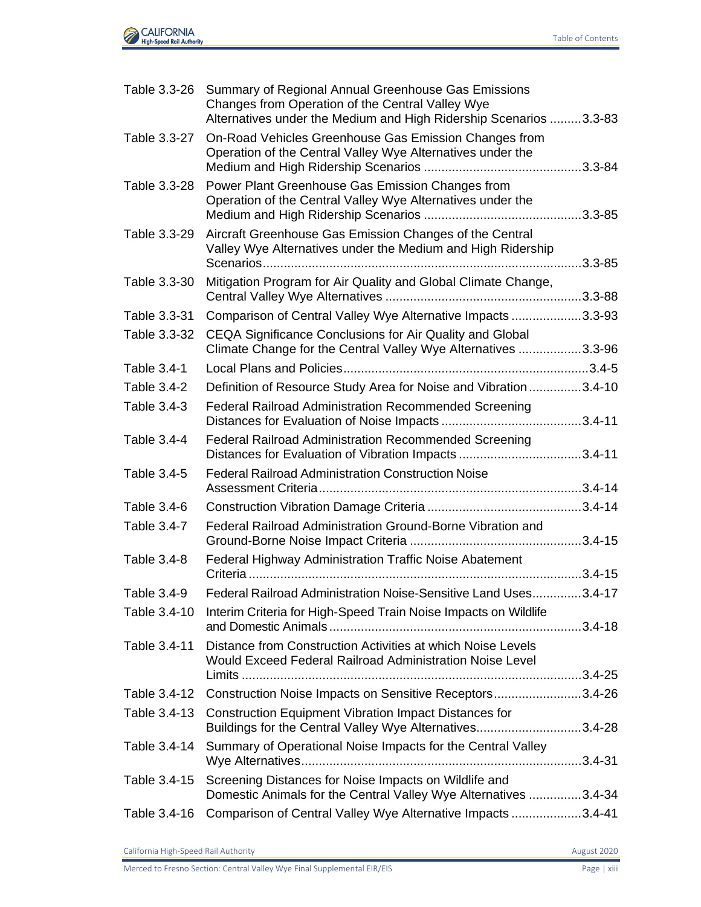| | | |
|---|---|---|
| Table 3.3-26 | Summary of Regional Annual Greenhouse Gas Emissions Changes from Operation of the Central Valley Wye Alternatives under the Medium and High Ridership Scenarios | 3.3-83 |
| Table 3.3-27 | On-Road Vehicles Greenhouse Gas Emission Changes from Operation of the Central Valley Wye Alternatives under the Medium and High Ridership Scenarios | 3.3-84 |
| Table 3.3-28 | Power Plant Greenhouse Gas Emission Changes from Operation of the Central Valley Wye Alternatives under the Medium and High Ridership Scenarios | 3.3-85 |
| Table 3.3-29 | Aircraft Greenhouse Gas Emission Changes of the Central Valley Wye Alternatives under the Medium and High Ridership Scenarios | 3.3-85 |
| Table 3.3-30 | Mitigation Program for Air Quality and Global Climate Change, Central Valley Wye Alternatives | 3.3-88 |
| Table 3.3-31 | Comparison of Central Valley Wye Alternative Impacts | 3.3-93 |
| Table 3.3-32 | CEQA Significance Conclusions for Air Quality and Global Climate Change for the Central Valley Wye Alternatives | 3.3-96 |
| Table 3.4-1 | Local Plans and Policies | 3.4-5 |
| Table 3.4-2 | Definition of Resource Study Area for Noise and Vibration | 3.4-10 |
| Table 3.4-3 | Federal Railroad Administration Recommended Screening Distances for Evaluation of Noise Impacts | 3.4-11 |
| Table 3.4-4 | Federal Railroad Administration Recommended Screening Distances for Evaluation of Vibration Impacts | 3.4-11 |
| Table 3.4-5 | Federal Railroad Administration Construction Noise Assessment Criteria | 3.4-14 |
| Table 3.4-6 | Construction Vibration Damage Criteria | 3.4-14 |
| Table 3.4-7 | Federal Railroad Administration Ground-Borne Vibration and Ground-Borne Noise Impact Criteria | 3.4-15 |
| Table 3.4-8 | Federal Highway Administration Traffic Noise Abatement Criteria | 3.4-15 |
| Table 3.4-9 | Federal Railroad Administration Noise-Sensitive Land Uses | 3.4-17 |
| Table 3.4-10 | Interim Criteria for High-Speed Train Noise Impacts on Wildlife and Domestic Animals | 3.4-18 |
| Table 3.4-11 | Distance from Construction Activities at which Noise Levels Would Exceed Federal Railroad Administration Noise Level Limits | 3.4-25 |
| Table 3.4-12 | Construction Noise Impacts on Sensitive Receptors | 3.4-26 |
| Table 3.4-13 | Construction Equipment Vibration Impact Distances for Buildings for the Central Valley Wye Alternatives | 3.4-28 |
| Table 3.4-14 | Summary of Operational Noise Impacts for the Central Valley Wye Alternatives | 3.4-31 |
| Table 3.4-15 | Screening Distances for Noise Impacts on Wildlife and Domestic Animals for the Central Valley Wye Alternatives | 3.4-34 |
| Table 3.4-16 | Comparison of Central Valley Wye Alternative Impacts | 3.4-41 |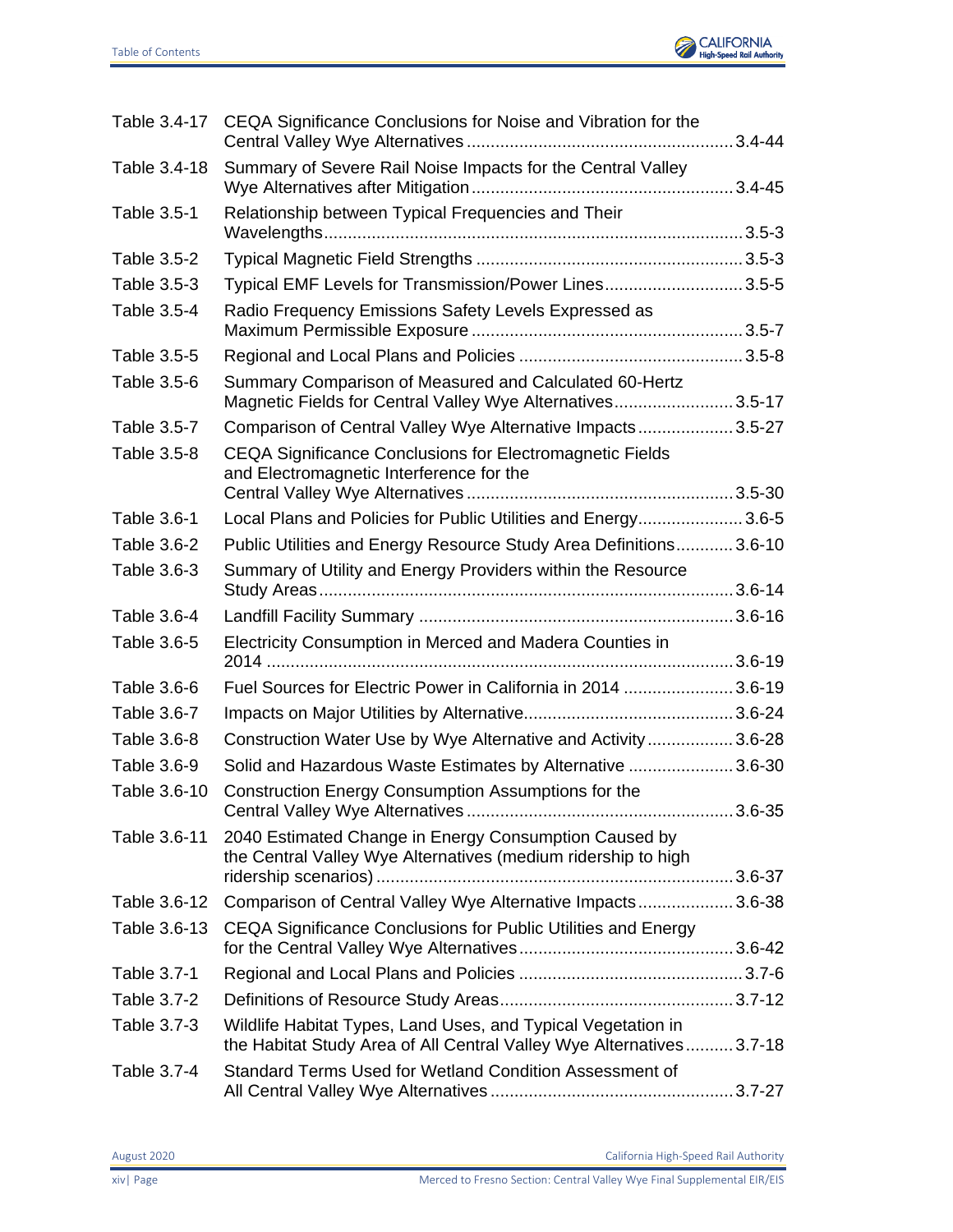| | | |
|---|---|---|
| Table 3.4-17 | CEQA Significance Conclusions for Noise and Vibration for the Central Valley Wye Alternatives | 3.4-44 |
| Table 3.4-18 | Summary of Severe Rail Noise Impacts for the Central Valley Wye Alternatives after Mitigation | 3.4-45 |
| Table 3.5-1 | Relationship between Typical Frequencies and Their Wavelengths | 3.5-3 |
| Table 3.5-2 | Typical Magnetic Field Strengths | 3.5-3 |
| Table 3.5-3 | Typical EMF Levels for Transmission/Power Lines | 3.5-5 |
| Table 3.5-4 | Radio Frequency Emissions Safety Levels Expressed as Maximum Permissible Exposure | 3.5-7 |
| Table 3.5-5 | Regional and Local Plans and Policies | 3.5-8 |
| Table 3.5-6 | Summary Comparison of Measured and Calculated 60-Hertz Magnetic Fields for Central Valley Wye Alternatives | 3.5-17 |
| Table 3.5-7 | Comparison of Central Valley Wye Alternative Impacts | 3.5-27 |
| Table 3.5-8 | CEQA Significance Conclusions for Electromagnetic Fields and Electromagnetic Interference for the Central Valley Wye Alternatives | 3.5-30 |
| Table 3.6-1 | Local Plans and Policies for Public Utilities and Energy | 3.6-5 |
| Table 3.6-2 | Public Utilities and Energy Resource Study Area Definitions | 3.6-10 |
| Table 3.6-3 | Summary of Utility and Energy Providers within the Resource Study Areas | 3.6-14 |
| Table 3.6-4 | Landfill Facility Summary | 3.6-16 |
| Table 3.6-5 | Electricity Consumption in Merced and Madera Counties in 2014 | 3.6-19 |
| Table 3.6-6 | Fuel Sources for Electric Power in California in 2014 | 3.6-19 |
| Table 3.6-7 | Impacts on Major Utilities by Alternative | 3.6-24 |
| Table 3.6-8 | Construction Water Use by Wye Alternative and Activity | 3.6-28 |
| Table 3.6-9 | Solid and Hazardous Waste Estimates by Alternative | 3.6-30 |
| Table 3.6-10 | Construction Energy Consumption Assumptions for the Central Valley Wye Alternatives | 3.6-35 |
| Table 3.6-11 | 2040 Estimated Change in Energy Consumption Caused by the Central Valley Wye Alternatives (medium ridership to high ridership scenarios) | 3.6-37 |
| Table 3.6-12 | Comparison of Central Valley Wye Alternative Impacts | 3.6-38 |
| Table 3.6-13 | CEQA Significance Conclusions for Public Utilities and Energy for the Central Valley Wye Alternatives | 3.6-42 |
| Table 3.7-1 | Regional and Local Plans and Policies | 3.7-6 |
| Table 3.7-2 | Definitions of Resource Study Areas | 3.7-12 |
| Table 3.7-3 | Wildlife Habitat Types, Land Uses, and Typical Vegetation in the Habitat Study Area of All Central Valley Wye Alternatives | 3.7-18 |
| Table 3.7-4 | Standard Terms Used for Wetland Condition Assessment of All Central Valley Wye Alternatives | 3.7-27 |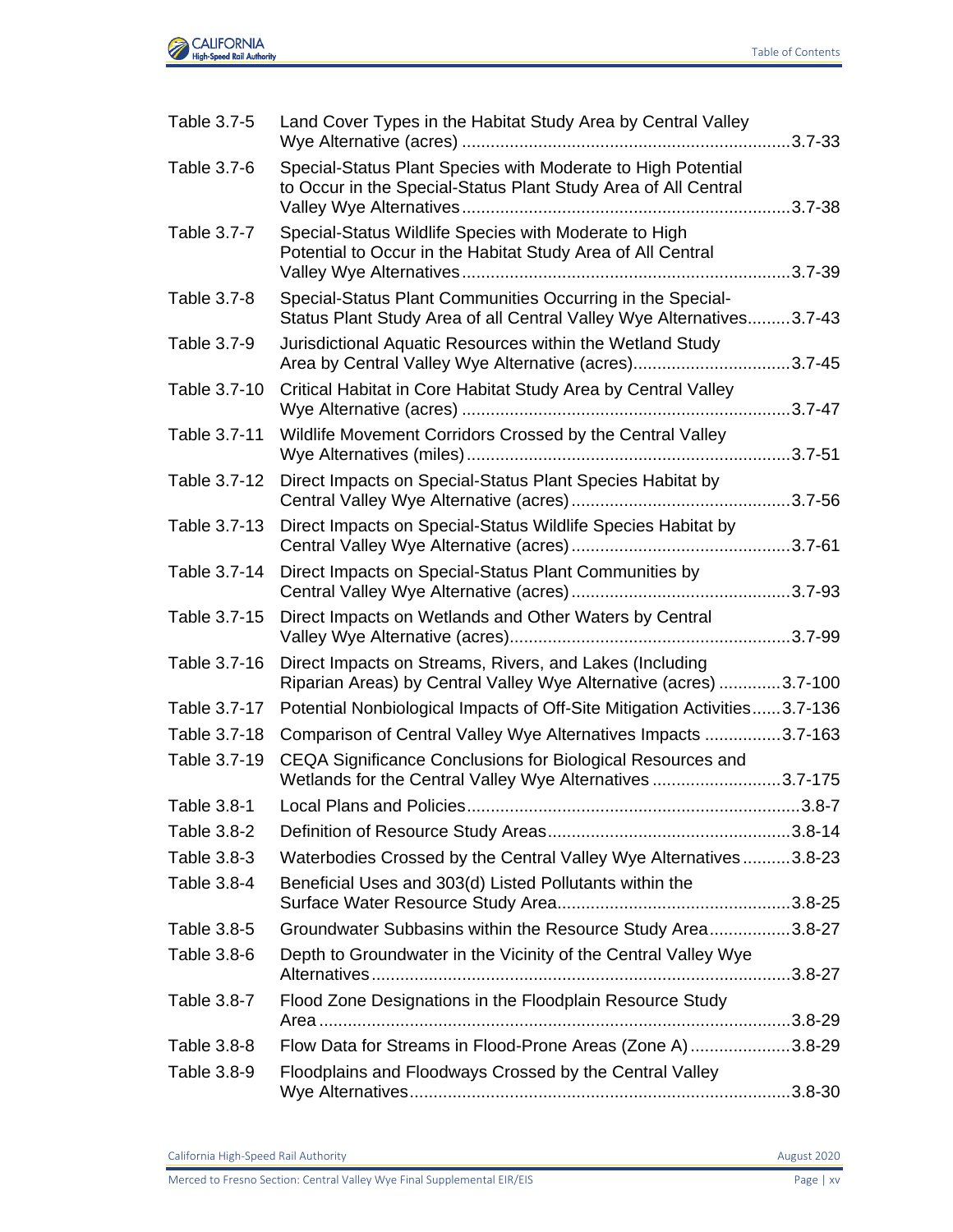| | | |
|---|---|---|
| Table 3.7-5 | Land Cover Types in the Habitat Study Area by Central Valley Wye Alternative (acres) | 3.7-33 |
| Table 3.7-6 | Special-Status Plant Species with Moderate to High Potential to Occur in the Special-Status Plant Study Area of All Central Valley Wye Alternatives | 3.7-38 |
| Table 3.7-7 | Special-Status Wildlife Species with Moderate to High Potential to Occur in the Habitat Study Area of All Central Valley Wye Alternatives | 3.7-39 |
| Table 3.7-8 | Special-Status Plant Communities Occurring in the Special-Status Plant Study Area of all Central Valley Wye Alternatives | 3.7-43 |
| Table 3.7-9 | Jurisdictional Aquatic Resources within the Wetland Study Area by Central Valley Wye Alternative (acres) | 3.7-45 |
| Table 3.7-10 | Critical Habitat in Core Habitat Study Area by Central Valley Wye Alternative (acres) | 3.7-47 |
| Table 3.7-11 | Wildlife Movement Corridors Crossed by the Central Valley Wye Alternatives (miles) | 3.7-51 |
| Table 3.7-12 | Direct Impacts on Special-Status Plant Species Habitat by Central Valley Wye Alternative (acres) | 3.7-56 |
| Table 3.7-13 | Direct Impacts on Special-Status Wildlife Species Habitat by Central Valley Wye Alternative (acres) | 3.7-61 |
| Table 3.7-14 | Direct Impacts on Special-Status Plant Communities by Central Valley Wye Alternative (acres) | 3.7-93 |
| Table 3.7-15 | Direct Impacts on Wetlands and Other Waters by Central Valley Wye Alternative (acres) | 3.7-99 |
| Table 3.7-16 | Direct Impacts on Streams, Rivers, and Lakes (Including Riparian Areas) by Central Valley Wye Alternative (acres) | 3.7-100 |
| Table 3.7-17 | Potential Nonbiological Impacts of Off-Site Mitigation Activities | 3.7-136 |
| Table 3.7-18 | Comparison of Central Valley Wye Alternatives Impacts | 3.7-163 |
| Table 3.7-19 | CEQA Significance Conclusions for Biological Resources and Wetlands for the Central Valley Wye Alternatives | 3.7-175 |
| Table 3.8-1 | Local Plans and Policies | 3.8-7 |
| Table 3.8-2 | Definition of Resource Study Areas | 3.8-14 |
| Table 3.8-3 | Waterbodies Crossed by the Central Valley Wye Alternatives | 3.8-23 |
| Table 3.8-4 | Beneficial Uses and 303(d) Listed Pollutants within the Surface Water Resource Study Area | 3.8-25 |
| Table 3.8-5 | Groundwater Subbasins within the Resource Study Area | 3.8-27 |
| Table 3.8-6 | Depth to Groundwater in the Vicinity of the Central Valley Wye Alternatives | 3.8-27 |
| Table 3.8-7 | Flood Zone Designations in the Floodplain Resource Study Area | 3.8-29 |
| Table 3.8-8 | Flow Data for Streams in Flood-Prone Areas (Zone A) | 3.8-29 |
| Table 3.8-9 | Floodplains and Floodways Crossed by the Central Valley Wye Alternatives | 3.8-30 |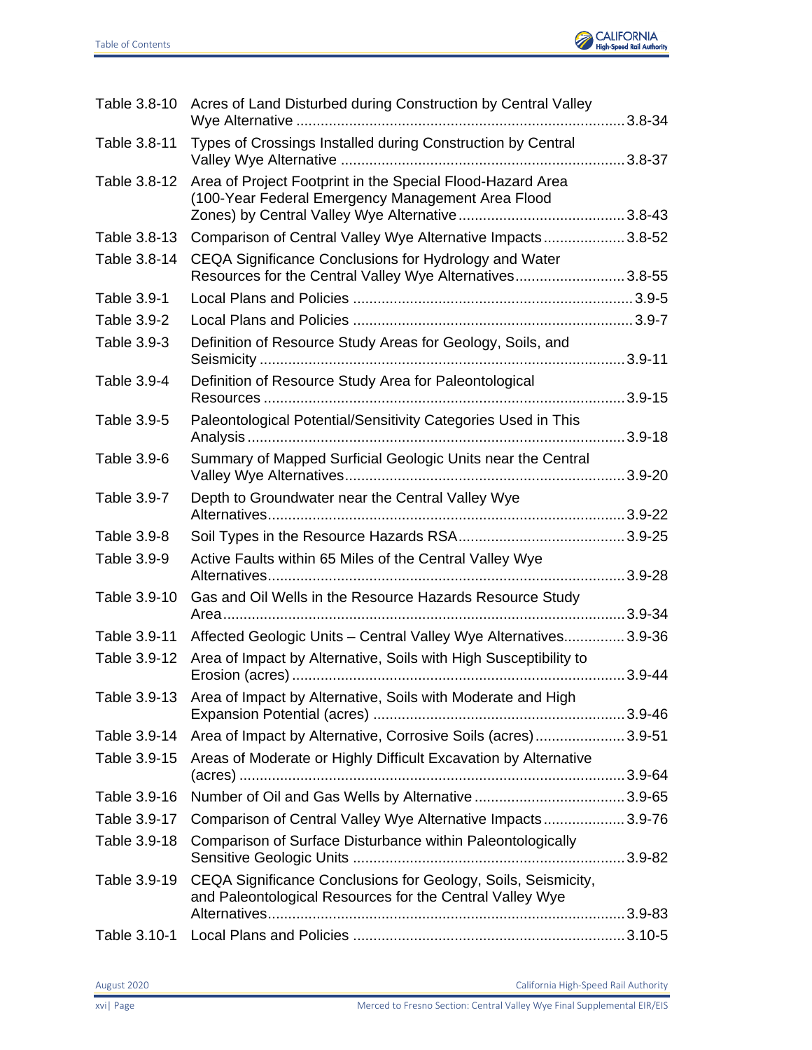| | | |
|---|---|---|
| Table 3.8-10 | Acres of Land Disturbed during Construction by Central Valley Wye Alternative | 3.8-34 |
| Table 3.8-11 | Types of Crossings Installed during Construction by Central Valley Wye Alternative | 3.8-37 |
| Table 3.8-12 | Area of Project Footprint in the Special Flood-Hazard Area (100-Year Federal Emergency Management Area Flood Zones) by Central Valley Wye Alternative | 3.8-43 |
| Table 3.8-13 | Comparison of Central Valley Wye Alternative Impacts | 3.8-52 |
| Table 3.8-14 | CEQA Significance Conclusions for Hydrology and Water Resources for the Central Valley Wye Alternatives | 3.8-55 |
| Table 3.9-1 | Local Plans and Policies | 3.9-5 |
| Table 3.9-2 | Local Plans and Policies | 3.9-7 |
| Table 3.9-3 | Definition of Resource Study Areas for Geology, Soils, and Seismicity | 3.9-11 |
| Table 3.9-4 | Definition of Resource Study Area for Paleontological Resources | 3.9-15 |
| Table 3.9-5 | Paleontological Potential/Sensitivity Categories Used in This Analysis | 3.9-18 |
| Table 3.9-6 | Summary of Mapped Surficial Geologic Units near the Central Valley Wye Alternatives | 3.9-20 |
| Table 3.9-7 | Depth to Groundwater near the Central Valley Wye Alternatives | 3.9-22 |
| Table 3.9-8 | Soil Types in the Resource Hazards RSA | 3.9-25 |
| Table 3.9-9 | Active Faults within 65 Miles of the Central Valley Wye Alternatives | 3.9-28 |
| Table 3.9-10 | Gas and Oil Wells in the Resource Hazards Resource Study Area | 3.9-34 |
| Table 3.9-11 | Affected Geologic Units – Central Valley Wye Alternatives | 3.9-36 |
| Table 3.9-12 | Area of Impact by Alternative, Soils with High Susceptibility to Erosion (acres) | 3.9-44 |
| Table 3.9-13 | Area of Impact by Alternative, Soils with Moderate and High Expansion Potential (acres) | 3.9-46 |
| Table 3.9-14 | Area of Impact by Alternative, Corrosive Soils (acres) | 3.9-51 |
| Table 3.9-15 | Areas of Moderate or Highly Difficult Excavation by Alternative (acres) | 3.9-64 |
| Table 3.9-16 | Number of Oil and Gas Wells by Alternative | 3.9-65 |
| Table 3.9-17 | Comparison of Central Valley Wye Alternative Impacts | 3.9-76 |
| Table 3.9-18 | Comparison of Surface Disturbance within Paleontologically Sensitive Geologic Units | 3.9-82 |
| Table 3.9-19 | CEQA Significance Conclusions for Geology, Soils, Seismicity, and Paleontological Resources for the Central Valley Wye Alternatives | 3.9-83 |
| Table 3.10-1 | Local Plans and Policies | 3.10-5 |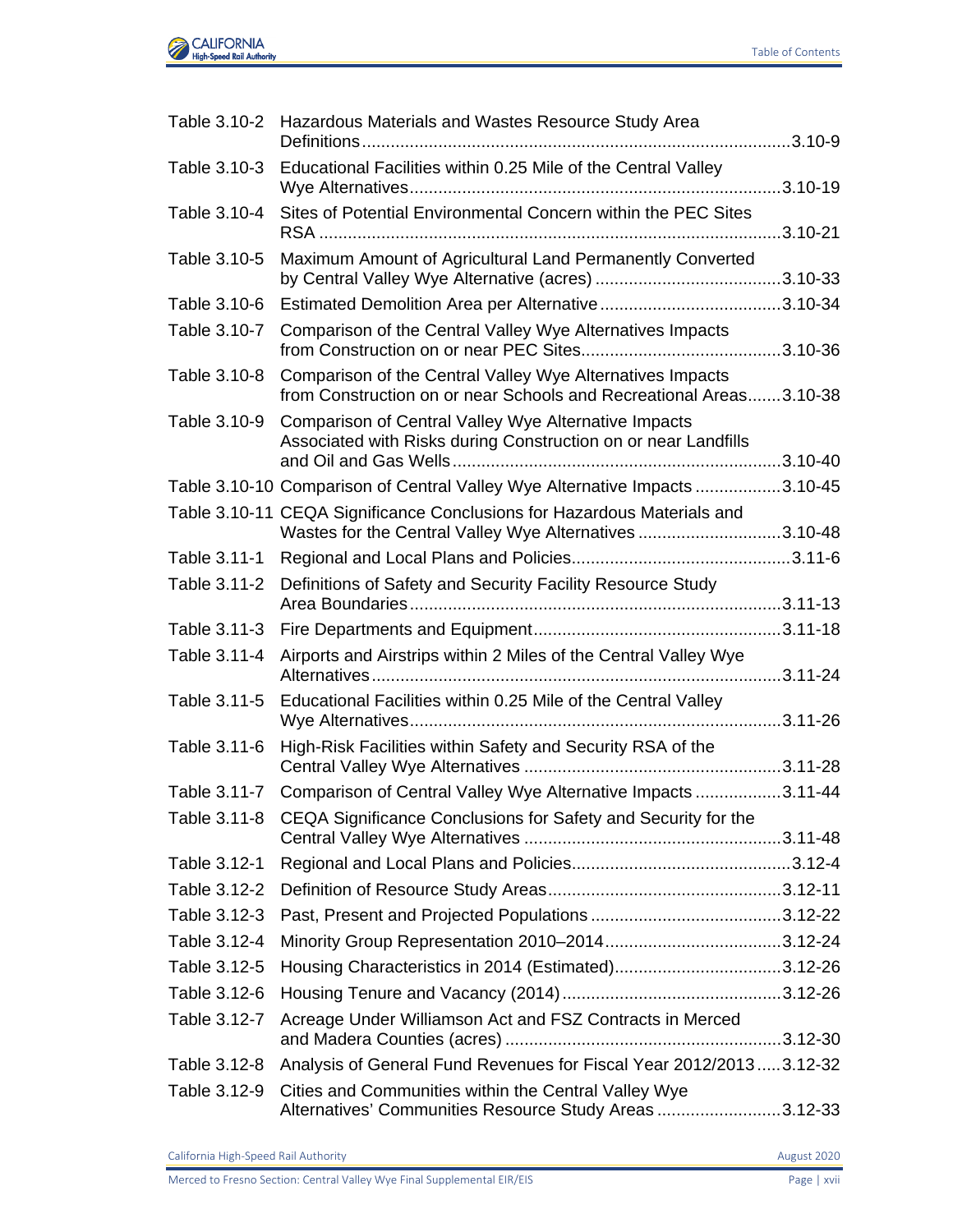| | | |
|---|---|---|
| Table 3.10-2 | Hazardous Materials and Wastes Resource Study Area Definitions | 3.10-9 |
| Table 3.10-3 | Educational Facilities within 0.25 Mile of the Central Valley Wye Alternatives | 3.10-19 |
| Table 3.10-4 | Sites of Potential Environmental Concern within the PEC Sites RSA | 3.10-21 |
| Table 3.10-5 | Maximum Amount of Agricultural Land Permanently Converted by Central Valley Wye Alternative (acres) | 3.10-33 |
| Table 3.10-6 | Estimated Demolition Area per Alternative | 3.10-34 |
| Table 3.10-7 | Comparison of the Central Valley Wye Alternatives Impacts from Construction on or near PEC Sites | 3.10-36 |
| Table 3.10-8 | Comparison of the Central Valley Wye Alternatives Impacts from Construction on or near Schools and Recreational Areas | 3.10-38 |
| Table 3.10-9 | Comparison of Central Valley Wye Alternative Impacts Associated with Risks during Construction on or near Landfills and Oil and Gas Wells | 3.10-40 |
| Table 3.10-10 | Comparison of Central Valley Wye Alternative Impacts | 3.10-45 |
| Table 3.10-11 | CEQA Significance Conclusions for Hazardous Materials and Wastes for the Central Valley Wye Alternatives | 3.10-48 |
| Table 3.11-1 | Regional and Local Plans and Policies | 3.11-6 |
| Table 3.11-2 | Definitions of Safety and Security Facility Resource Study Area Boundaries | 3.11-13 |
| Table 3.11-3 | Fire Departments and Equipment | 3.11-18 |
| Table 3.11-4 | Airports and Airstrips within 2 Miles of the Central Valley Wye Alternatives | 3.11-24 |
| Table 3.11-5 | Educational Facilities within 0.25 Mile of the Central Valley Wye Alternatives | 3.11-26 |
| Table 3.11-6 | High-Risk Facilities within Safety and Security RSA of the Central Valley Wye Alternatives | 3.11-28 |
| Table 3.11-7 | Comparison of Central Valley Wye Alternative Impacts | 3.11-44 |
| Table 3.11-8 | CEQA Significance Conclusions for Safety and Security for the Central Valley Wye Alternatives | 3.11-48 |
| Table 3.12-1 | Regional and Local Plans and Policies | 3.12-4 |
| Table 3.12-2 | Definition of Resource Study Areas | 3.12-11 |
| Table 3.12-3 | Past, Present and Projected Populations | 3.12-22 |
| Table 3.12-4 | Minority Group Representation 2010–2014 | 3.12-24 |
| Table 3.12-5 | Housing Characteristics in 2014 (Estimated) | 3.12-26 |
| Table 3.12-6 | Housing Tenure and Vacancy (2014) | 3.12-26 |
| Table 3.12-7 | Acreage Under Williamson Act and FSZ Contracts in Merced and Madera Counties (acres) | 3.12-30 |
| Table 3.12-8 | Analysis of General Fund Revenues for Fiscal Year 2012/2013 | 3.12-32 |
| Table 3.12-9 | Cities and Communities within the Central Valley Wye Alternatives' Communities Resource Study Areas | 3.12-33 |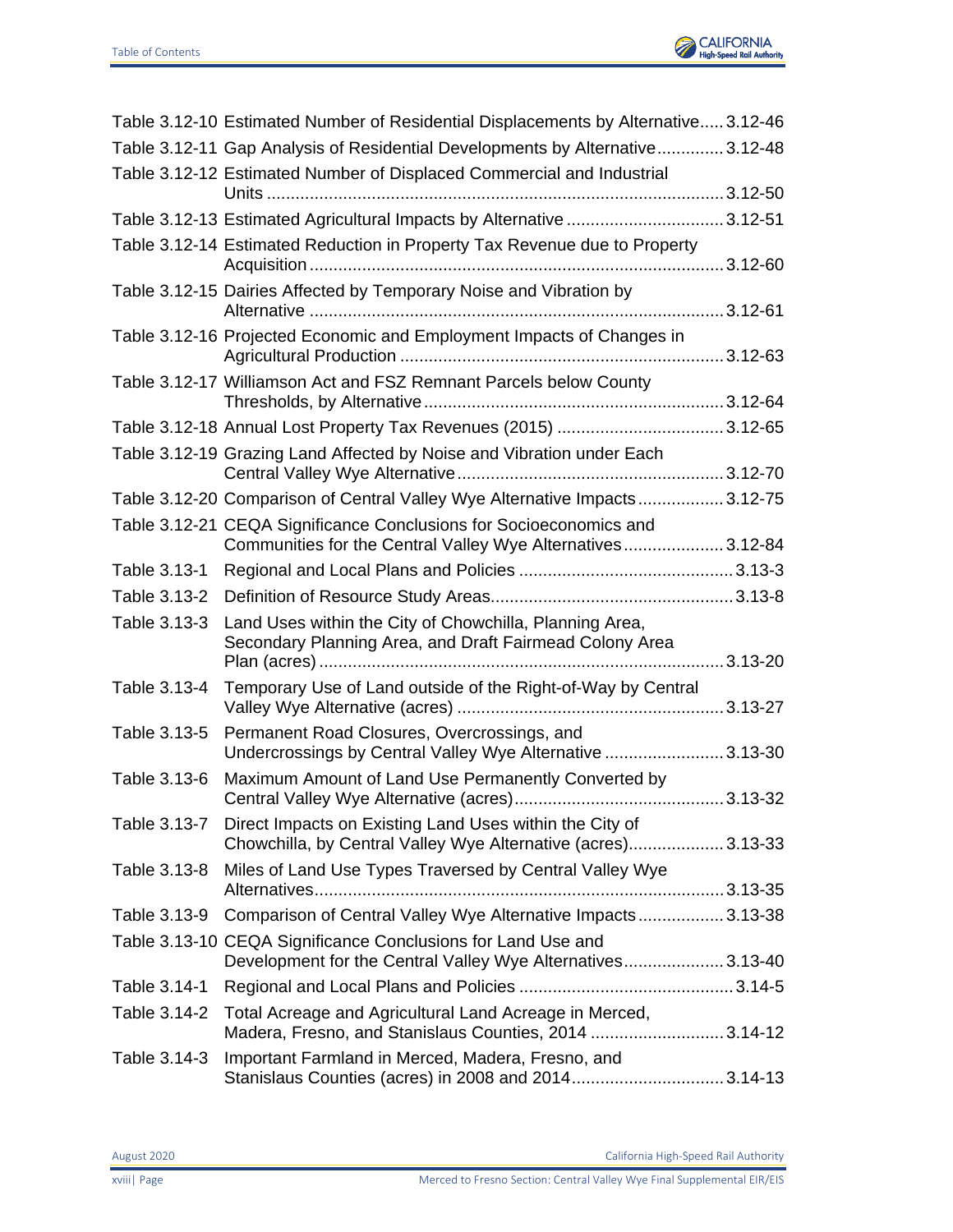| | | |
|---|---|---|
| Table 3.12-10 | Estimated Number of Residential Displacements by Alternative | 3.12-46 |
| Table 3.12-11 | Gap Analysis of Residential Developments by Alternative | 3.12-48 |
| Table 3.12-12 | Estimated Number of Displaced Commercial and Industrial Units | 3.12-50 |
| Table 3.12-13 | Estimated Agricultural Impacts by Alternative | 3.12-51 |
| Table 3.12-14 | Estimated Reduction in Property Tax Revenue due to Property Acquisition | 3.12-60 |
| Table 3.12-15 | Dairies Affected by Temporary Noise and Vibration by Alternative | 3.12-61 |
| Table 3.12-16 | Projected Economic and Employment Impacts of Changes in Agricultural Production | 3.12-63 |
| Table 3.12-17 | Williamson Act and FSZ Remnant Parcels below County Thresholds, by Alternative | 3.12-64 |
| Table 3.12-18 | Annual Lost Property Tax Revenues (2015) | 3.12-65 |
| Table 3.12-19 | Grazing Land Affected by Noise and Vibration under Each Central Valley Wye Alternative | 3.12-70 |
| Table 3.12-20 | Comparison of Central Valley Wye Alternative Impacts | 3.12-75 |
| Table 3.12-21 | CEQA Significance Conclusions for Socioeconomics and Communities for the Central Valley Wye Alternatives | 3.12-84 |
| Table 3.13-1 | Regional and Local Plans and Policies | 3.13-3 |
| Table 3.13-2 | Definition of Resource Study Areas | 3.13-8 |
| Table 3.13-3 | Land Uses within the City of Chowchilla, Planning Area, Secondary Planning Area, and Draft Fairmead Colony Area Plan (acres) | 3.13-20 |
| Table 3.13-4 | Temporary Use of Land outside of the Right-of-Way by Central Valley Wye Alternative (acres) | 3.13-27 |
| Table 3.13-5 | Permanent Road Closures, Overcrossings, and Undercrossings by Central Valley Wye Alternative | 3.13-30 |
| Table 3.13-6 | Maximum Amount of Land Use Permanently Converted by Central Valley Wye Alternative (acres) | 3.13-32 |
| Table 3.13-7 | Direct Impacts on Existing Land Uses within the City of Chowchilla, by Central Valley Wye Alternative (acres) | 3.13-33 |
| Table 3.13-8 | Miles of Land Use Types Traversed by Central Valley Wye Alternatives | 3.13-35 |
| Table 3.13-9 | Comparison of Central Valley Wye Alternative Impacts | 3.13-38 |
| Table 3.13-10 | CEQA Significance Conclusions for Land Use and Development for the Central Valley Wye Alternatives | 3.13-40 |
| Table 3.14-1 | Regional and Local Plans and Policies | 3.14-5 |
| Table 3.14-2 | Total Acreage and Agricultural Land Acreage in Merced, Madera, Fresno, and Stanislaus Counties, 2014 | 3.14-12 |
| Table 3.14-3 | Important Farmland in Merced, Madera, Fresno, and Stanislaus Counties (acres) in 2008 and 2014 | 3.14-13 |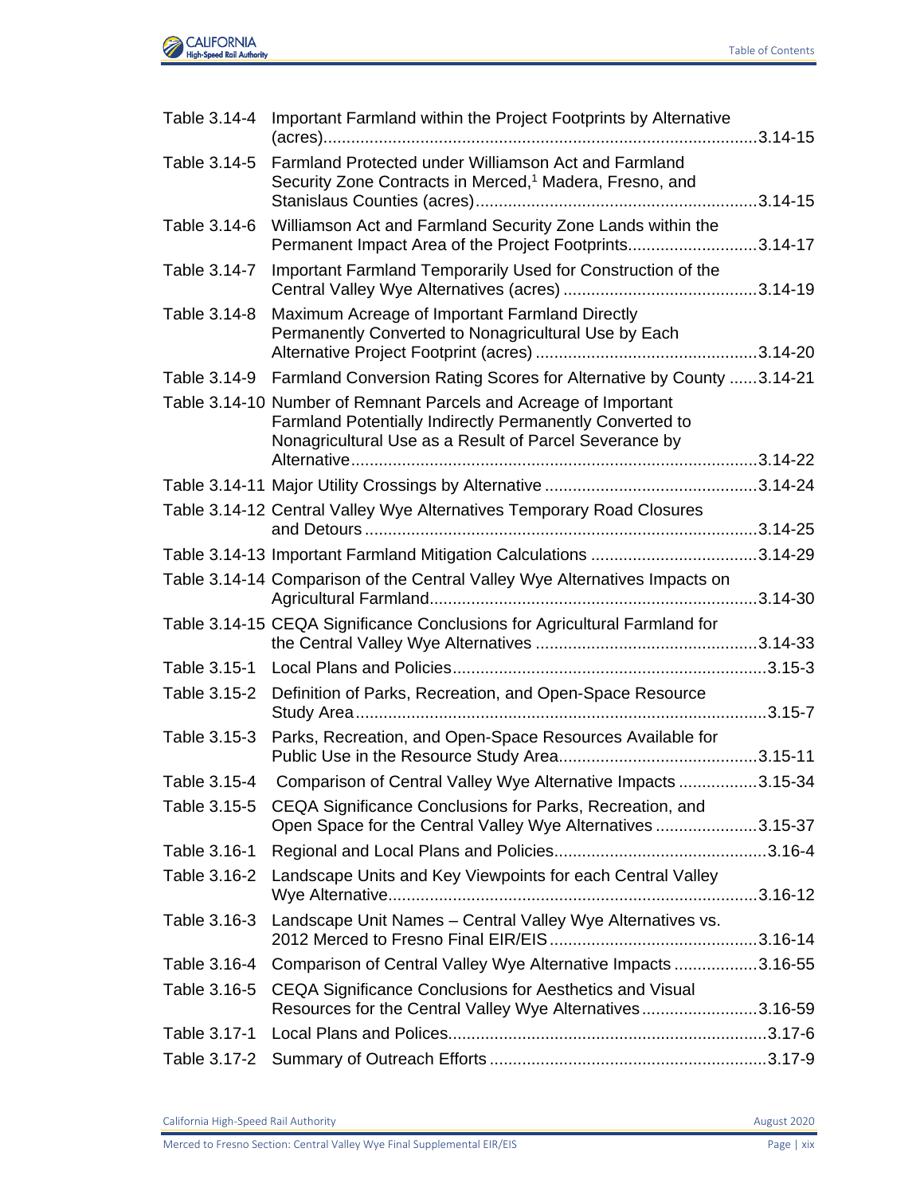| | | |
|---|---|---|
| Table 3.14-4 | Important Farmland within the Project Footprints by Alternative (acres) | 3.14-15 |
| Table 3.14-5 | Farmland Protected under Williamson Act and Farmland Security Zone Contracts in Merced,[1] Madera, Fresno, and Stanislaus Counties (acres) | 3.14-15 |
| Table 3.14-6 | Williamson Act and Farmland Security Zone Lands within the Permanent Impact Area of the Project Footprints | 3.14-17 |
| Table 3.14-7 | Important Farmland Temporarily Used for Construction of the Central Valley Wye Alternatives (acres) | 3.14-19 |
| Table 3.14-8 | Maximum Acreage of Important Farmland Directly Permanently Converted to Nonagricultural Use by Each Alternative Project Footprint (acres) | 3.14-20 |
| Table 3.14-9 | Farmland Conversion Rating Scores for Alternative by County | 3.14-21 |
| Table 3.14-10 | Number of Remnant Parcels and Acreage of Important Farmland Potentially Indirectly Permanently Converted to Nonagricultural Use as a Result of Parcel Severance by Alternative | 3.14-22 |
| Table 3.14-11 | Major Utility Crossings by Alternative | 3.14-24 |
| Table 3.14-12 | Central Valley Wye Alternatives Temporary Road Closures and Detours | 3.14-25 |
| Table 3.14-13 | Important Farmland Mitigation Calculations | 3.14-29 |
| Table 3.14-14 | Comparison of the Central Valley Wye Alternatives Impacts on Agricultural Farmland | 3.14-30 |
| Table 3.14-15 | CEQA Significance Conclusions for Agricultural Farmland for the Central Valley Wye Alternatives | 3.14-33 |
| Table 3.15-1 | Local Plans and Policies | 3.15-3 |
| Table 3.15-2 | Definition of Parks, Recreation, and Open-Space Resource Study Area | 3.15-7 |
| Table 3.15-3 | Parks, Recreation, and Open-Space Resources Available for Public Use in the Resource Study Area | 3.15-11 |
| Table 3.15-4 | Comparison of Central Valley Wye Alternative Impacts | 3.15-34 |
| Table 3.15-5 | CEQA Significance Conclusions for Parks, Recreation, and Open Space for the Central Valley Wye Alternatives | 3.15-37 |
| Table 3.16-1 | Regional and Local Plans and Policies | 3.16-4 |
| Table 3.16-2 | Landscape Units and Key Viewpoints for each Central Valley Wye Alternative | 3.16-12 |
| Table 3.16-3 | Landscape Unit Names – Central Valley Wye Alternatives vs. 2012 Merced to Fresno Final EIR/EIS | 3.16-14 |
| Table 3.16-4 | Comparison of Central Valley Wye Alternative Impacts | 3.16-55 |
| Table 3.16-5 | CEQA Significance Conclusions for Aesthetics and Visual Resources for the Central Valley Wye Alternatives | 3.16-59 |
| Table 3.17-1 | Local Plans and Polices | 3.17-6 |
| Table 3.17-2 | Summary of Outreach Efforts | 3.17-9 |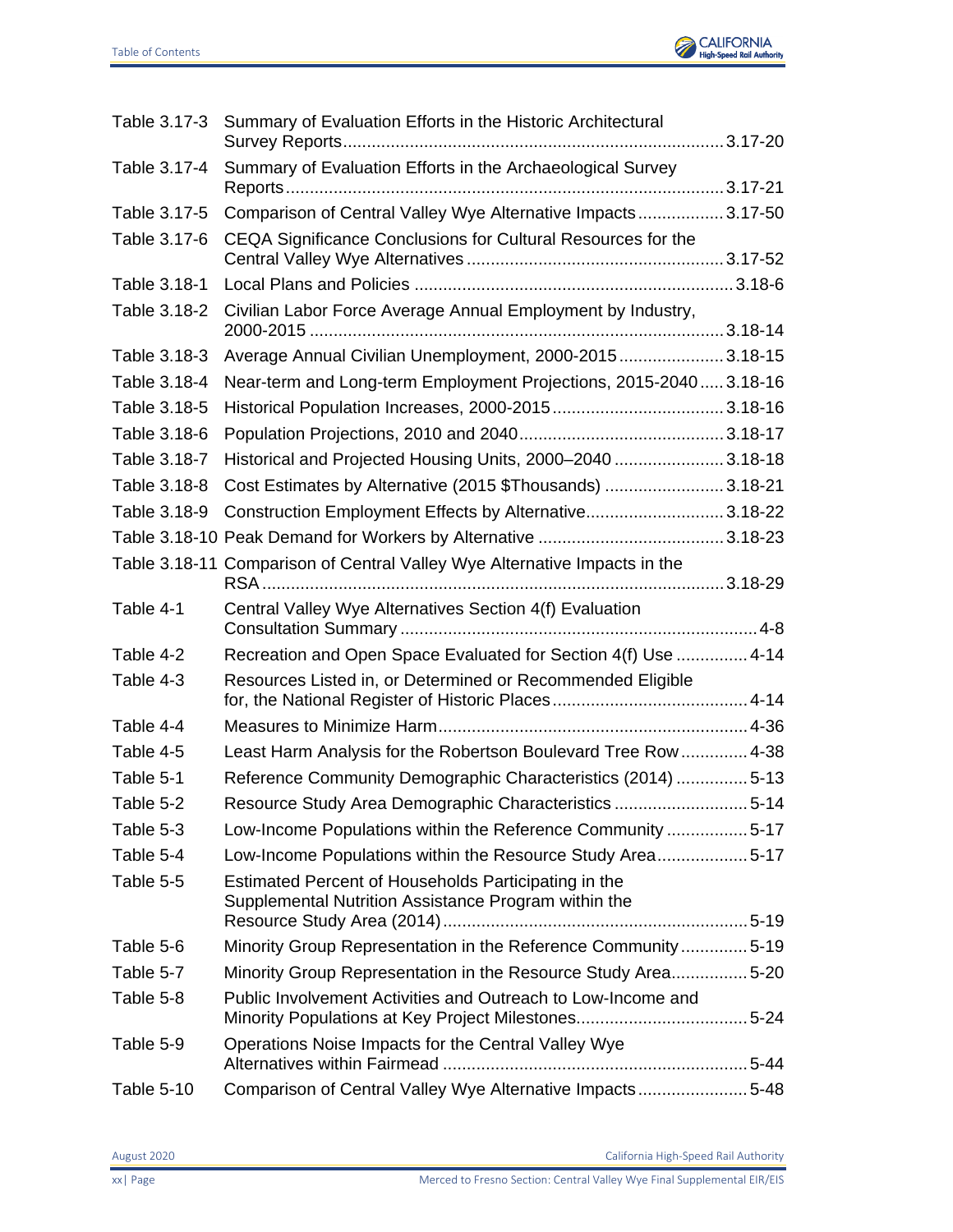| | | |
|---|---|---|
| Table 3.17-3 | Summary of Evaluation Efforts in the Historic Architectural Survey Reports | 3.17-20 |
| Table 3.17-4 | Summary of Evaluation Efforts in the Archaeological Survey Reports | 3.17-21 |
| Table 3.17-5 | Comparison of Central Valley Wye Alternative Impacts | 3.17-50 |
| Table 3.17-6 | CEQA Significance Conclusions for Cultural Resources for the Central Valley Wye Alternatives | 3.17-52 |
| Table 3.18-1 | Local Plans and Policies | 3.18-6 |
| Table 3.18-2 | Civilian Labor Force Average Annual Employment by Industry, 2000-2015 | 3.18-14 |
| Table 3.18-3 | Average Annual Civilian Unemployment, 2000-2015 | 3.18-15 |
| Table 3.18-4 | Near-term and Long-term Employment Projections, 2015-2040 | 3.18-16 |
| Table 3.18-5 | Historical Population Increases, 2000-2015 | 3.18-16 |
| Table 3.18-6 | Population Projections, 2010 and 2040 | 3.18-17 |
| Table 3.18-7 | Historical and Projected Housing Units, 2000–2040 | 3.18-18 |
| Table 3.18-8 | Cost Estimates by Alternative (2015 $Thousands) | 3.18-21 |
| Table 3.18-9 | Construction Employment Effects by Alternative | 3.18-22 |
| Table 3.18-10 | Peak Demand for Workers by Alternative | 3.18-23 |
| Table 3.18-11 | Comparison of Central Valley Wye Alternative Impacts in the RSA | 3.18-29 |
| Table 4-1 | Central Valley Wye Alternatives Section 4(f) Evaluation Consultation Summary | 4-8 |
| Table 4-2 | Recreation and Open Space Evaluated for Section 4(f) Use | 4-14 |
| Table 4-3 | Resources Listed in, or Determined or Recommended Eligible for, the National Register of Historic Places | 4-14 |
| Table 4-4 | Measures to Minimize Harm | 4-36 |
| Table 4-5 | Least Harm Analysis for the Robertson Boulevard Tree Row | 4-38 |
| Table 5-1 | Reference Community Demographic Characteristics (2014) | 5-13 |
| Table 5-2 | Resource Study Area Demographic Characteristics | 5-14 |
| Table 5-3 | Low-Income Populations within the Reference Community | 5-17 |
| Table 5-4 | Low-Income Populations within the Resource Study Area | 5-17 |
| Table 5-5 | Estimated Percent of Households Participating in the Supplemental Nutrition Assistance Program within the Resource Study Area (2014) | 5-19 |
| Table 5-6 | Minority Group Representation in the Reference Community | 5-19 |
| Table 5-7 | Minority Group Representation in the Resource Study Area | 5-20 |
| Table 5-8 | Public Involvement Activities and Outreach to Low-Income and Minority Populations at Key Project Milestones | 5-24 |
| Table 5-9 | Operations Noise Impacts for the Central Valley Wye Alternatives within Fairmead | 5-44 |
| Table 5-10 | Comparison of Central Valley Wye Alternative Impacts | 5-48 |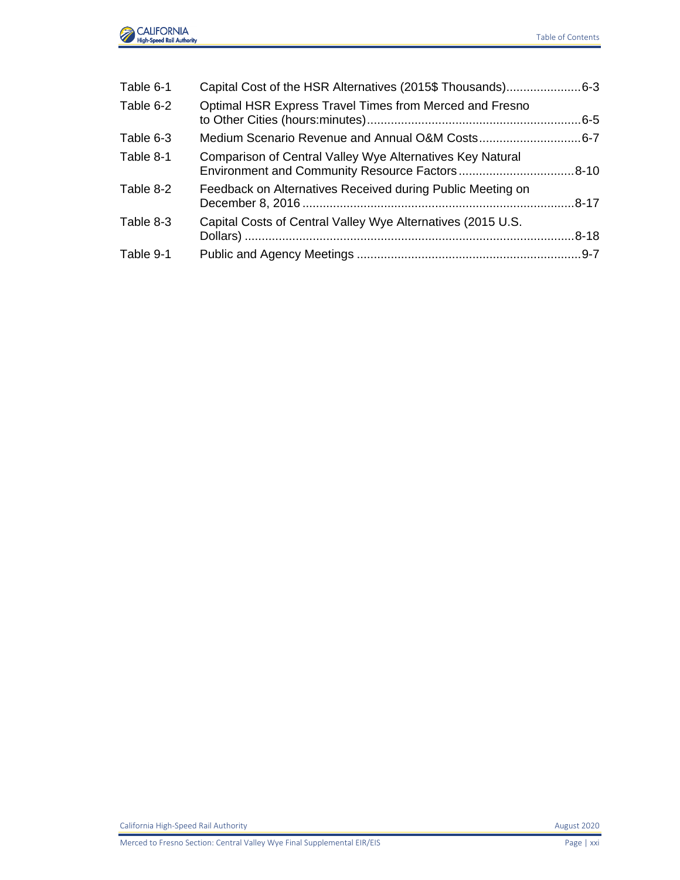| | | |
|---|---|---|
| Table 6-1 | Capital Cost of the HSR Alternatives (2015$ Thousands) | 6-3 |
| Table 6-2 | Optimal HSR Express Travel Times from Merced and Fresno to Other Cities (hours:minutes) | 6-5 |
| Table 6-3 | Medium Scenario Revenue and Annual O&M Costs | 6-7 |
| Table 8-1 | Comparison of Central Valley Wye Alternatives Key Natural Environment and Community Resource Factors | 8-10 |
| Table 8-2 | Feedback on Alternatives Received during Public Meeting on December 8, 2016 | 8-17 |
| Table 8-3 | Capital Costs of Central Valley Wye Alternatives (2015 U.S. Dollars) | 8-18 |
| Table 9-1 | Public and Agency Meetings | 9-7 |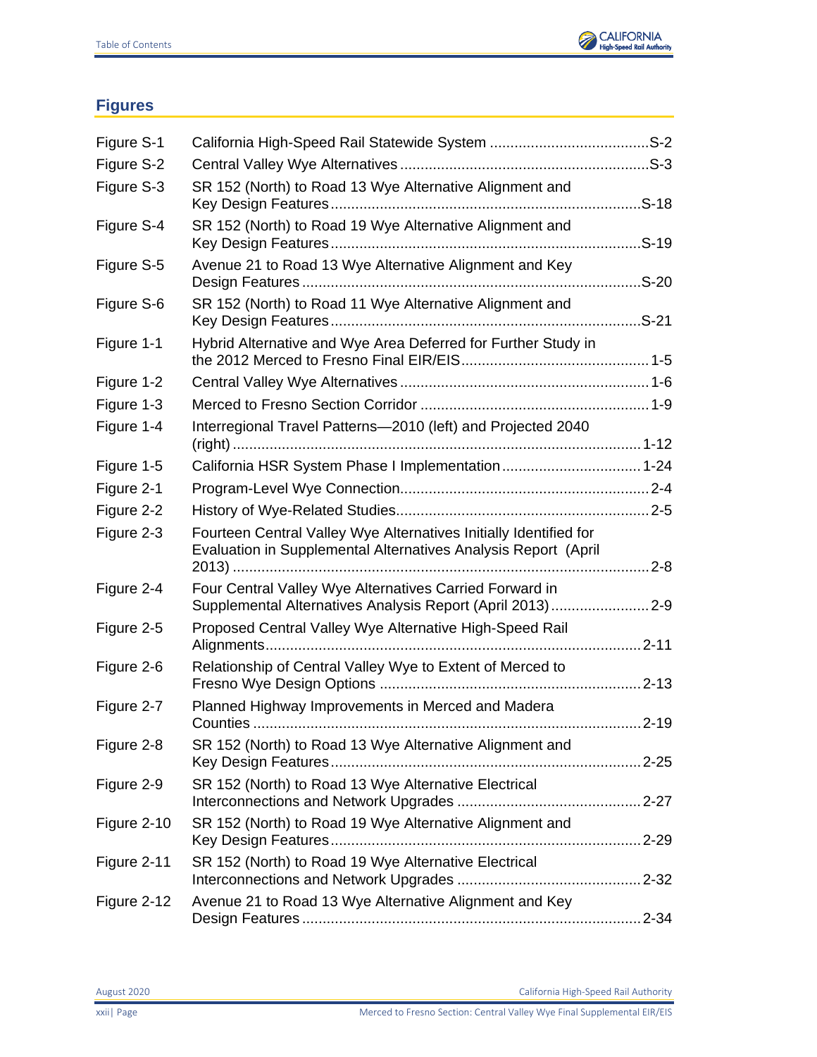## Figures

| | | |
|---|---|---|
| Figure S-1 | California High-Speed Rail Statewide System | S-2 |
| Figure S-2 | Central Valley Wye Alternatives | S-3 |
| Figure S-3 | SR 152 (North) to Road 13 Wye Alternative Alignment and Key Design Features | S-18 |
| Figure S-4 | SR 152 (North) to Road 19 Wye Alternative Alignment and Key Design Features | S-19 |
| Figure S-5 | Avenue 21 to Road 13 Wye Alternative Alignment and Key Design Features | S-20 |
| Figure S-6 | SR 152 (North) to Road 11 Wye Alternative Alignment and Key Design Features | S-21 |
| Figure 1-1 | Hybrid Alternative and Wye Area Deferred for Further Study in the 2012 Merced to Fresno Final EIR/EIS | 1-5 |
| Figure 1-2 | Central Valley Wye Alternatives | 1-6 |
| Figure 1-3 | Merced to Fresno Section Corridor | 1-9 |
| Figure 1-4 | Interregional Travel Patterns—2010 (left) and Projected 2040 (right) | 1-12 |
| Figure 1-5 | California HSR System Phase I Implementation | 1-24 |
| Figure 2-1 | Program-Level Wye Connection | 2-4 |
| Figure 2-2 | History of Wye-Related Studies | 2-5 |
| Figure 2-3 | Fourteen Central Valley Wye Alternatives Initially Identified for Evaluation in Supplemental Alternatives Analysis Report (April 2013) | 2-8 |
| Figure 2-4 | Four Central Valley Wye Alternatives Carried Forward in Supplemental Alternatives Analysis Report (April 2013) | 2-9 |
| Figure 2-5 | Proposed Central Valley Wye Alternative High-Speed Rail Alignments | 2-11 |
| Figure 2-6 | Relationship of Central Valley Wye to Extent of Merced to Fresno Wye Design Options | 2-13 |
| Figure 2-7 | Planned Highway Improvements in Merced and Madera Counties | 2-19 |
| Figure 2-8 | SR 152 (North) to Road 13 Wye Alternative Alignment and Key Design Features | 2-25 |
| Figure 2-9 | SR 152 (North) to Road 13 Wye Alternative Electrical Interconnections and Network Upgrades | 2-27 |
| Figure 2-10 | SR 152 (North) to Road 19 Wye Alternative Alignment and Key Design Features | 2-29 |
| Figure 2-11 | SR 152 (North) to Road 19 Wye Alternative Electrical Interconnections and Network Upgrades | 2-32 |
| Figure 2-12 | Avenue 21 to Road 13 Wye Alternative Alignment and Key Design Features | 2-34 |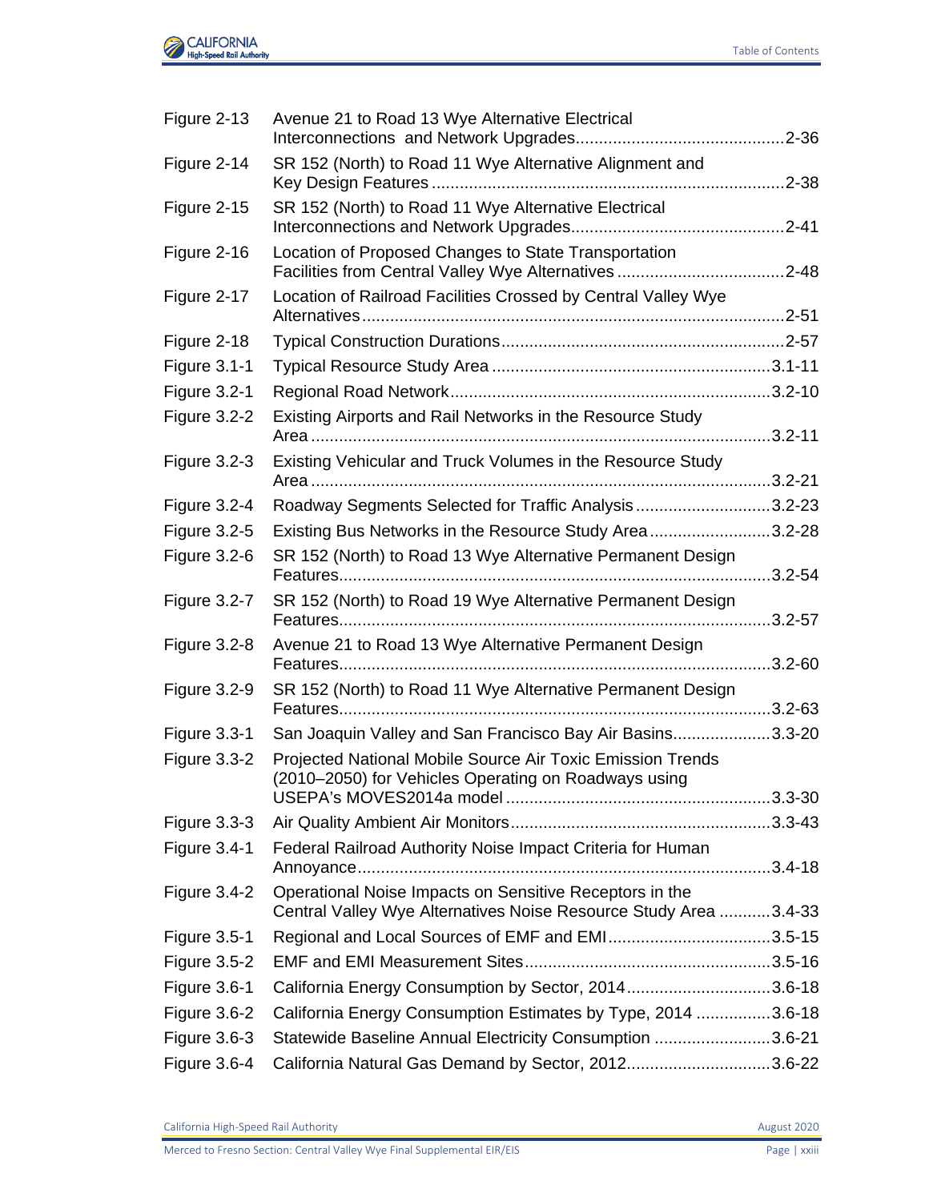| | | |
|---|---|---|
| Figure 2-13 | Avenue 21 to Road 13 Wye Alternative Electrical Interconnections and Network Upgrades | 2-36 |
| Figure 2-14 | SR 152 (North) to Road 11 Wye Alternative Alignment and Key Design Features | 2-38 |
| Figure 2-15 | SR 152 (North) to Road 11 Wye Alternative Electrical Interconnections and Network Upgrades | 2-41 |
| Figure 2-16 | Location of Proposed Changes to State Transportation Facilities from Central Valley Wye Alternatives | 2-48 |
| Figure 2-17 | Location of Railroad Facilities Crossed by Central Valley Wye Alternatives | 2-51 |
| Figure 2-18 | Typical Construction Durations | 2-57 |
| Figure 3.1-1 | Typical Resource Study Area | 3.1-11 |
| Figure 3.2-1 | Regional Road Network | 3.2-10 |
| Figure 3.2-2 | Existing Airports and Rail Networks in the Resource Study Area | 3.2-11 |
| Figure 3.2-3 | Existing Vehicular and Truck Volumes in the Resource Study Area | 3.2-21 |
| Figure 3.2-4 | Roadway Segments Selected for Traffic Analysis | 3.2-23 |
| Figure 3.2-5 | Existing Bus Networks in the Resource Study Area | 3.2-28 |
| Figure 3.2-6 | SR 152 (North) to Road 13 Wye Alternative Permanent Design Features | 3.2-54 |
| Figure 3.2-7 | SR 152 (North) to Road 19 Wye Alternative Permanent Design Features | 3.2-57 |
| Figure 3.2-8 | Avenue 21 to Road 13 Wye Alternative Permanent Design Features | 3.2-60 |
| Figure 3.2-9 | SR 152 (North) to Road 11 Wye Alternative Permanent Design Features | 3.2-63 |
| Figure 3.3-1 | San Joaquin Valley and San Francisco Bay Air Basins | 3.3-20 |
| Figure 3.3-2 | Projected National Mobile Source Air Toxic Emission Trends (2010–2050) for Vehicles Operating on Roadways using USEPA's MOVES2014a model | 3.3-30 |
| Figure 3.3-3 | Air Quality Ambient Air Monitors | 3.3-43 |
| Figure 3.4-1 | Federal Railroad Authority Noise Impact Criteria for Human Annoyance | 3.4-18 |
| Figure 3.4-2 | Operational Noise Impacts on Sensitive Receptors in the Central Valley Wye Alternatives Noise Resource Study Area | 3.4-33 |
| Figure 3.5-1 | Regional and Local Sources of EMF and EMI | 3.5-15 |
| Figure 3.5-2 | EMF and EMI Measurement Sites | 3.5-16 |
| Figure 3.6-1 | California Energy Consumption by Sector, 2014 | 3.6-18 |
| Figure 3.6-2 | California Energy Consumption Estimates by Type, 2014 | 3.6-18 |
| Figure 3.6-3 | Statewide Baseline Annual Electricity Consumption | 3.6-21 |
| Figure 3.6-4 | California Natural Gas Demand by Sector, 2012 | 3.6-22 |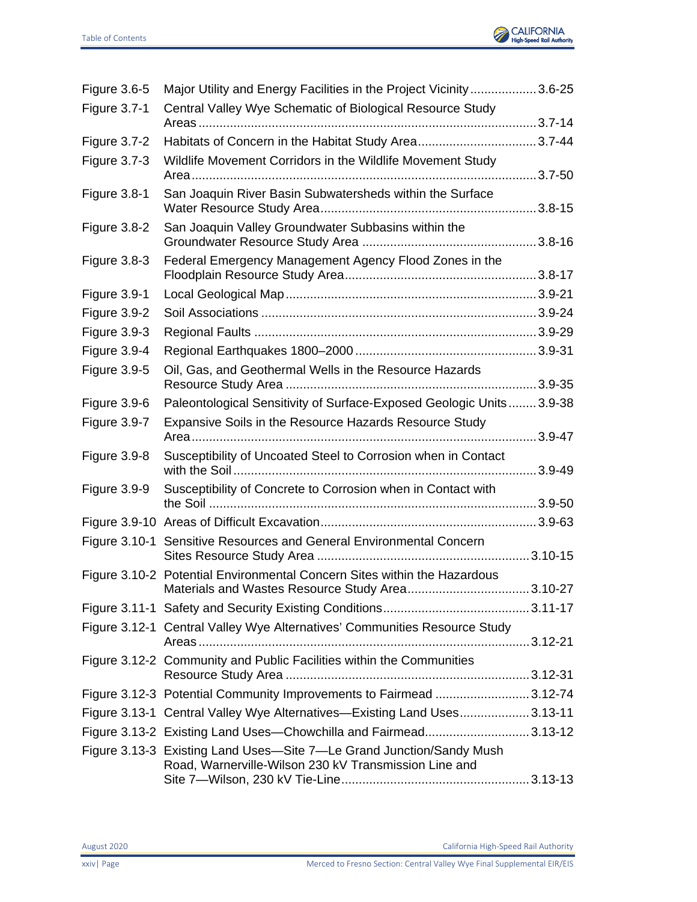| | | |
|---|---|---|
| Figure 3.6-5 | Major Utility and Energy Facilities in the Project Vicinity | 3.6-25 |
| Figure 3.7-1 | Central Valley Wye Schematic of Biological Resource Study Areas | 3.7-14 |
| Figure 3.7-2 | Habitats of Concern in the Habitat Study Area | 3.7-44 |
| Figure 3.7-3 | Wildlife Movement Corridors in the Wildlife Movement Study Area | 3.7-50 |
| Figure 3.8-1 | San Joaquin River Basin Subwatersheds within the Surface Water Resource Study Area | 3.8-15 |
| Figure 3.8-2 | San Joaquin Valley Groundwater Subbasins within the Groundwater Resource Study Area | 3.8-16 |
| Figure 3.8-3 | Federal Emergency Management Agency Flood Zones in the Floodplain Resource Study Area | 3.8-17 |
| Figure 3.9-1 | Local Geological Map | 3.9-21 |
| Figure 3.9-2 | Soil Associations | 3.9-24 |
| Figure 3.9-3 | Regional Faults | 3.9-29 |
| Figure 3.9-4 | Regional Earthquakes 1800–2000 | 3.9-31 |
| Figure 3.9-5 | Oil, Gas, and Geothermal Wells in the Resource Hazards Resource Study Area | 3.9-35 |
| Figure 3.9-6 | Paleontological Sensitivity of Surface-Exposed Geologic Units | 3.9-38 |
| Figure 3.9-7 | Expansive Soils in the Resource Hazards Resource Study Area | 3.9-47 |
| Figure 3.9-8 | Susceptibility of Uncoated Steel to Corrosion when in Contact with the Soil | 3.9-49 |
| Figure 3.9-9 | Susceptibility of Concrete to Corrosion when in Contact with the Soil | 3.9-50 |
| Figure 3.9-10 | Areas of Difficult Excavation | 3.9-63 |
| Figure 3.10-1 | Sensitive Resources and General Environmental Concern Sites Resource Study Area | 3.10-15 |
| Figure 3.10-2 | Potential Environmental Concern Sites within the Hazardous Materials and Wastes Resource Study Area | 3.10-27 |
| Figure 3.11-1 | Safety and Security Existing Conditions | 3.11-17 |
| Figure 3.12-1 | Central Valley Wye Alternatives' Communities Resource Study Areas | 3.12-21 |
| Figure 3.12-2 | Community and Public Facilities within the Communities Resource Study Area | 3.12-31 |
| Figure 3.12-3 | Potential Community Improvements to Fairmead | 3.12-74 |
| Figure 3.13-1 | Central Valley Wye Alternatives—Existing Land Uses | 3.13-11 |
| Figure 3.13-2 | Existing Land Uses—Chowchilla and Fairmead | 3.13-12 |
| Figure 3.13-3 | Existing Land Uses—Site 7—Le Grand Junction/Sandy Mush Road, Warnerville-Wilson 230 kV Transmission Line and Site 7—Wilson, 230 kV Tie-Line | 3.13-13 |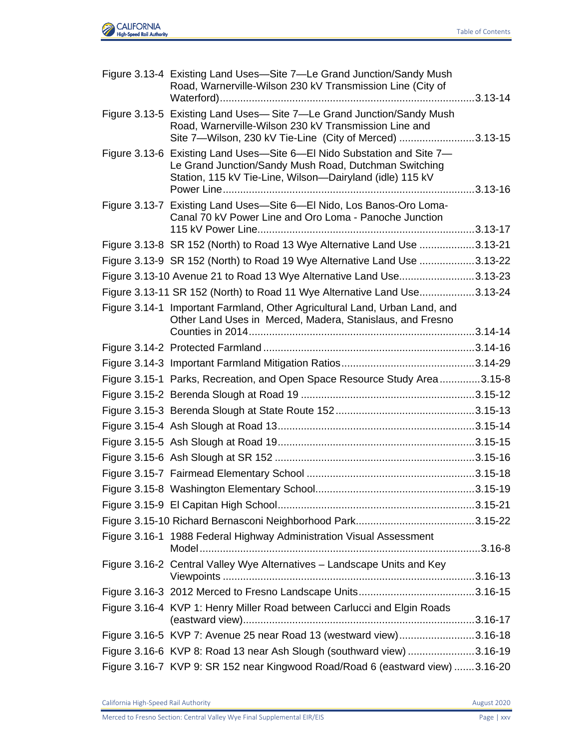Figure 3.13-4 Existing Land Uses—Site 7—Le Grand Junction/Sandy Mush Road, Warnerville-Wilson 230 kV Transmission Line (City of Waterford).......................................................................................3.13-14

Figure 3.13-5 Existing Land Uses— Site 7—Le Grand Junction/Sandy Mush Road, Warnerville-Wilson 230 kV Transmission Line and Site 7—Wilson, 230 kV Tie-Line (City of Merced) .........................3.13-15

Figure 3.13-6 Existing Land Uses—Site 6—El Nido Substation and Site 7—Le Grand Junction/Sandy Mush Road, Dutchman Switching Station, 115 kV Tie-Line, Wilson—Dairyland (idle) 115 kV Power Line......................................................................................3.13-16

Figure 3.13-7 Existing Land Uses—Site 6—El Nido, Los Banos-Oro Loma-Canal 70 kV Power Line and Oro Loma - Panoche Junction 115 kV Power Line..........................................................................3.13-17

Figure 3.13-8 SR 152 (North) to Road 13 Wye Alternative Land Use ...................3.13-21

Figure 3.13-9 SR 152 (North) to Road 19 Wye Alternative Land Use ...................3.13-22

Figure 3.13-10 Avenue 21 to Road 13 Wye Alternative Land Use..........................3.13-23

Figure 3.13-11 SR 152 (North) to Road 11 Wye Alternative Land Use...................3.13-24

Figure 3.14-1 Important Farmland, Other Agricultural Land, Urban Land, and Other Land Uses in Merced, Madera, Stanislaus, and Fresno Counties in 2014.............................................................................3.14-14

Figure 3.14-2 Protected Farmland ........................................................................3.14-16

Figure 3.14-3 Important Farmland Mitigation Ratios.............................................3.14-29

Figure 3.15-1 Parks, Recreation, and Open Space Resource Study Area..............3.15-8

Figure 3.15-2 Berenda Slough at Road 19 ............................................................3.15-12

Figure 3.15-3 Berenda Slough at State Route 152................................................3.15-13

Figure 3.15-4 Ash Slough at Road 13...................................................................3.15-14

Figure 3.15-5 Ash Slough at Road 19...................................................................3.15-15

Figure 3.15-6 Ash Slough at SR 152 ....................................................................3.15-16

Figure 3.15-7 Fairmead Elementary School .........................................................3.15-18

Figure 3.15-8 Washington Elementary School......................................................3.15-19

Figure 3.15-9 El Capitan High School...................................................................3.15-21

Figure 3.15-10 Richard Bernasconi Neighborhood Park.........................................3.15-22

Figure 3.16-1 1988 Federal Highway Administration Visual Assessment Model................................................................................................3.16-8

Figure 3.16-2 Central Valley Wye Alternatives – Landscape Units and Key Viewpoints ......................................................................................3.16-13

Figure 3.16-3 2012 Merced to Fresno Landscape Units........................................3.16-15

Figure 3.16-4 KVP 1: Henry Miller Road between Carlucci and Elgin Roads (eastward view)................................................................................3.16-17

Figure 3.16-5 KVP 7: Avenue 25 near Road 13 (westward view)..........................3.16-18

Figure 3.16-6 KVP 8: Road 13 near Ash Slough (southward view) .......................3.16-19

Figure 3.16-7 KVP 9: SR 152 near Kingwood Road/Road 6 (eastward view) .......3.16-20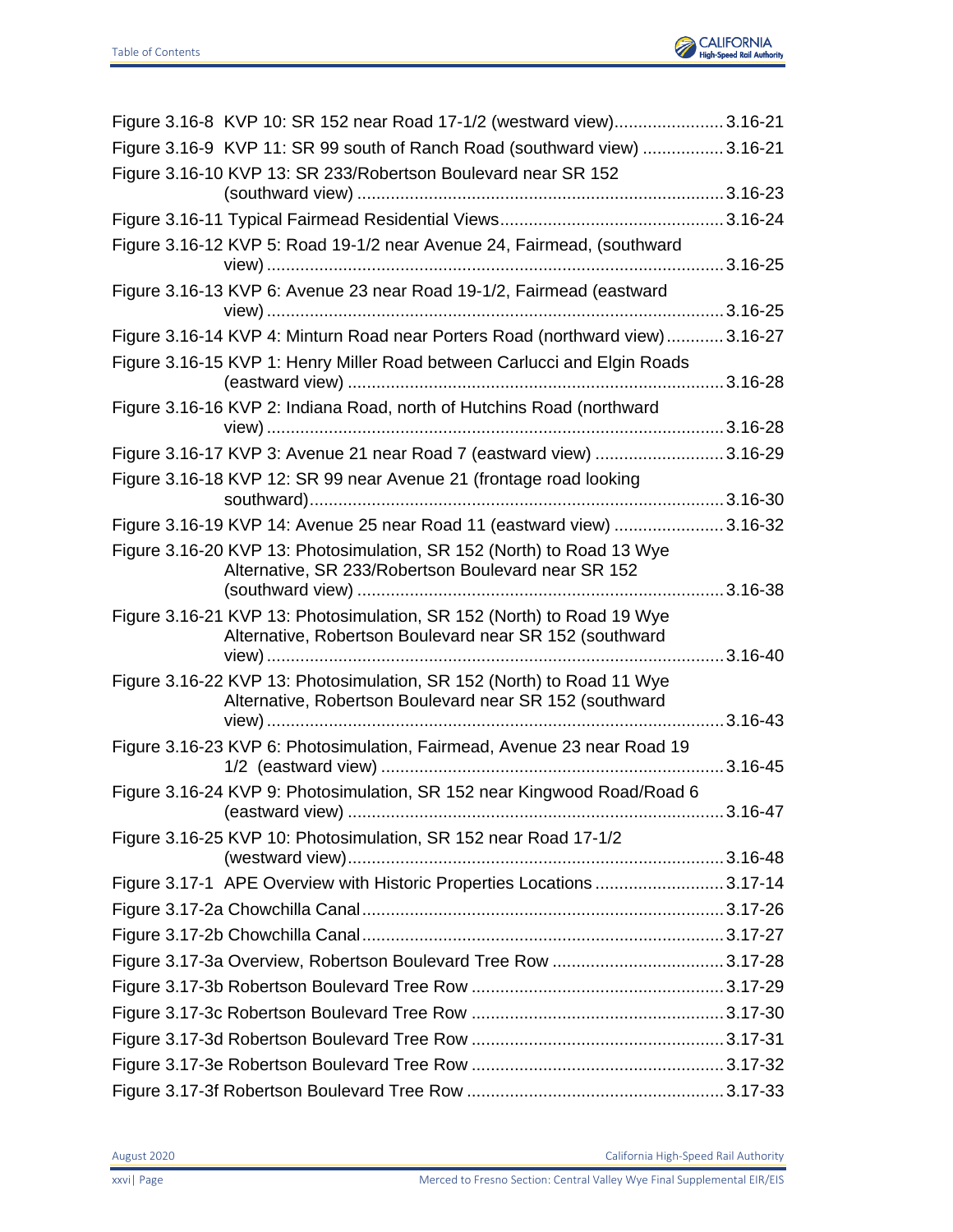Figure 3.16-8 KVP 10: SR 152 near Road 17-1/2 (westward view) ........................ 3.16-21

Figure 3.16-9 KVP 11: SR 99 south of Ranch Road (southward view) ................. 3.16-21

Figure 3.16-10 KVP 13: SR 233/Robertson Boulevard near SR 152 (southward view) ........................................................................... 3.16-23

Figure 3.16-11 Typical Fairmead Residential Views ............................................... 3.16-24

Figure 3.16-12 KVP 5: Road 19-1/2 near Avenue 24, Fairmead, (southward view) ............................................................................................ 3.16-25

Figure 3.16-13 KVP 6: Avenue 23 near Road 19-1/2, Fairmead (eastward view) ............................................................................................ 3.16-25

Figure 3.16-14 KVP 4: Minturn Road near Porters Road (northward view) ............ 3.16-27

Figure 3.16-15 KVP 1: Henry Miller Road between Carlucci and Elgin Roads (eastward view) ............................................................................ 3.16-28

Figure 3.16-16 KVP 2: Indiana Road, north of Hutchins Road (northward view) ............................................................................................ 3.16-28

Figure 3.16-17 KVP 3: Avenue 21 near Road 7 (eastward view) ........................... 3.16-29

Figure 3.16-18 KVP 12: SR 99 near Avenue 21 (frontage road looking southward) ...................................................................................... 3.16-30

Figure 3.16-19 KVP 14: Avenue 25 near Road 11 (eastward view) ....................... 3.16-32

Figure 3.16-20 KVP 13: Photosimulation, SR 152 (North) to Road 13 Wye Alternative, SR 233/Robertson Boulevard near SR 152 (southward view) ........................................................................... 3.16-38

Figure 3.16-21 KVP 13: Photosimulation, SR 152 (North) to Road 19 Wye Alternative, Robertson Boulevard near SR 152 (southward view) ............................................................................................ 3.16-40

Figure 3.16-22 KVP 13: Photosimulation, SR 152 (North) to Road 11 Wye Alternative, Robertson Boulevard near SR 152 (southward view) ............................................................................................ 3.16-43

Figure 3.16-23 KVP 6: Photosimulation, Fairmead, Avenue 23 near Road 19 1/2 (eastward view) ....................................................................... 3.16-45

Figure 3.16-24 KVP 9: Photosimulation, SR 152 near Kingwood Road/Road 6 (eastward view) ............................................................................ 3.16-47

Figure 3.16-25 KVP 10: Photosimulation, SR 152 near Road 17-1/2 (westward view) ............................................................................. 3.16-48

Figure 3.17-1 APE Overview with Historic Properties Locations .......................... 3.17-14

Figure 3.17-2a Chowchilla Canal ........................................................................... 3.17-26

Figure 3.17-2b Chowchilla Canal ........................................................................... 3.17-27

Figure 3.17-3a Overview, Robertson Boulevard Tree Row .................................... 3.17-28

Figure 3.17-3b Robertson Boulevard Tree Row ..................................................... 3.17-29

Figure 3.17-3c Robertson Boulevard Tree Row ..................................................... 3.17-30

Figure 3.17-3d Robertson Boulevard Tree Row ..................................................... 3.17-31

Figure 3.17-3e Robertson Boulevard Tree Row ..................................................... 3.17-32

Figure 3.17-3f Robertson Boulevard Tree Row ...................................................... 3.17-33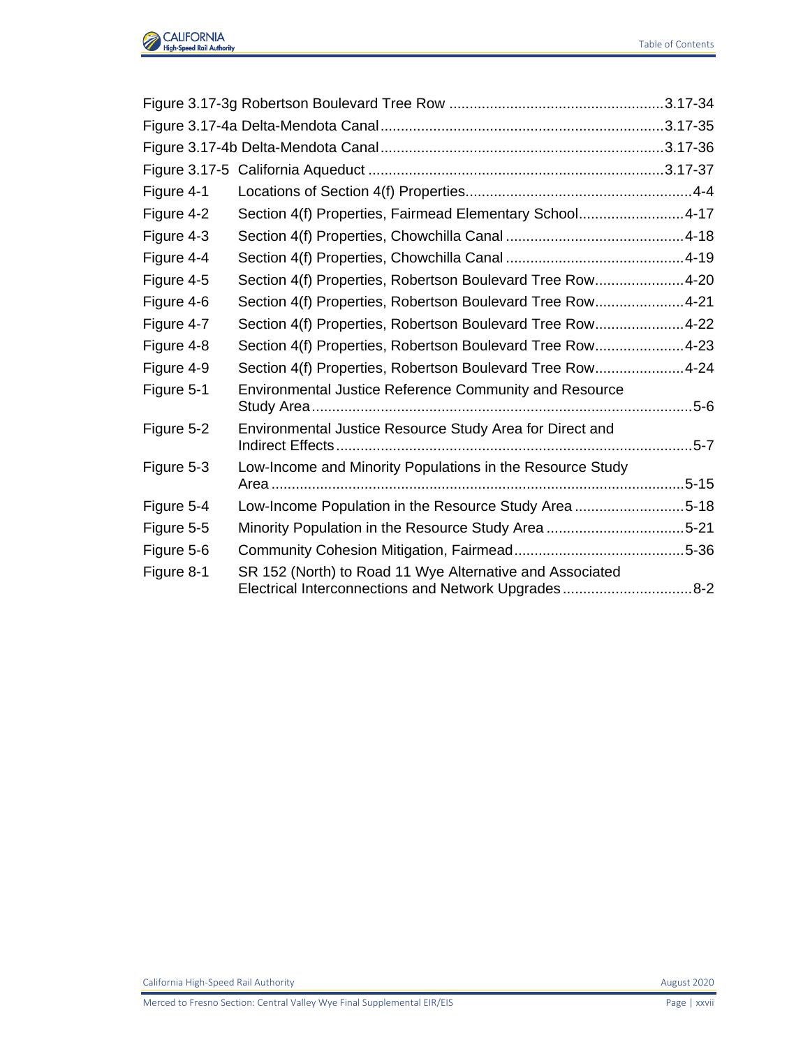| | | |
|---|---|---|
| Figure 3.17-3g | Robertson Boulevard Tree Row | 3.17-34 |
| Figure 3.17-4a | Delta-Mendota Canal | 3.17-35 |
| Figure 3.17-4b | Delta-Mendota Canal | 3.17-36 |
| Figure 3.17-5 | California Aqueduct | 3.17-37 |
| Figure 4-1 | Locations of Section 4(f) Properties | 4-4 |
| Figure 4-2 | Section 4(f) Properties, Fairmead Elementary School | 4-17 |
| Figure 4-3 | Section 4(f) Properties, Chowchilla Canal | 4-18 |
| Figure 4-4 | Section 4(f) Properties, Chowchilla Canal | 4-19 |
| Figure 4-5 | Section 4(f) Properties, Robertson Boulevard Tree Row | 4-20 |
| Figure 4-6 | Section 4(f) Properties, Robertson Boulevard Tree Row | 4-21 |
| Figure 4-7 | Section 4(f) Properties, Robertson Boulevard Tree Row | 4-22 |
| Figure 4-8 | Section 4(f) Properties, Robertson Boulevard Tree Row | 4-23 |
| Figure 4-9 | Section 4(f) Properties, Robertson Boulevard Tree Row | 4-24 |
| Figure 5-1 | Environmental Justice Reference Community and Resource Study Area | 5-6 |
| Figure 5-2 | Environmental Justice Resource Study Area for Direct and Indirect Effects | 5-7 |
| Figure 5-3 | Low-Income and Minority Populations in the Resource Study Area | 5-15 |
| Figure 5-4 | Low-Income Population in the Resource Study Area | 5-18 |
| Figure 5-5 | Minority Population in the Resource Study Area | 5-21 |
| Figure 5-6 | Community Cohesion Mitigation, Fairmead | 5-36 |
| Figure 8-1 | SR 152 (North) to Road 11 Wye Alternative and Associated Electrical Interconnections and Network Upgrades | 8-2 |